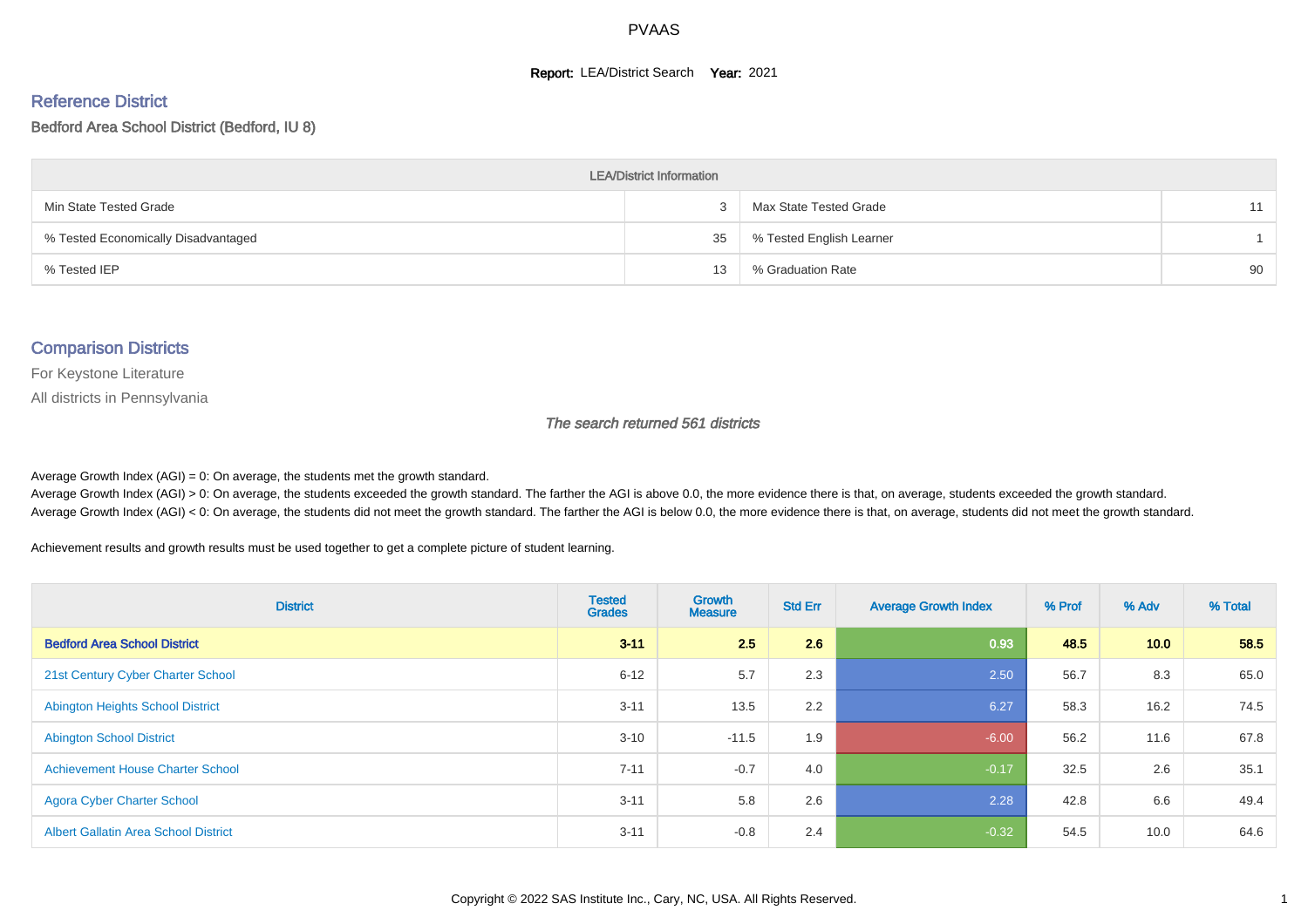# PVAAS

**Report:** LEA/District Search **Year:** 2021

## Reference District

Bedford Area School District (Bedford, IU 8)

| LEA/District Information | | | |
|---|---|---|---|
| Min State Tested Grade | 3 | Max State Tested Grade | 11 |
| % Tested Economically Disadvantaged | 35 | % Tested English Learner | 1 |
| % Tested IEP | 13 | % Graduation Rate | 90 |

## Comparison Districts

For Keystone Literature

All districts in Pennsylvania

*The search returned 561 districts*

Average Growth Index (AGI) = 0: On average, the students met the growth standard.
Average Growth Index (AGI) > 0: On average, the students exceeded the growth standard. The farther the AGI is above 0.0, the more evidence there is that, on average, students exceeded the growth standard.
Average Growth Index (AGI) < 0: On average, the students did not meet the growth standard. The farther the AGI is below 0.0, the more evidence there is that, on average, students did not meet the growth standard.

Achievement results and growth results must be used together to get a complete picture of student learning.

| District | Tested Grades | Growth Measure | Std Err | Average Growth Index | % Prof | % Adv | % Total |
|---|---|---|---|---|---|---|---|
| **Bedford Area School District** | **3-11** | **2.5** | **2.6** | **0.93** | **48.5** | **10.0** | **58.5** |
| 21st Century Cyber Charter School | 6-12 | 5.7 | 2.3 | 2.50 | 56.7 | 8.3 | 65.0 |
| Abington Heights School District | 3-11 | 13.5 | 2.2 | 6.27 | 58.3 | 16.2 | 74.5 |
| Abington School District | 3-10 | -11.5 | 1.9 | -6.00 | 56.2 | 11.6 | 67.8 |
| Achievement House Charter School | 7-11 | -0.7 | 4.0 | -0.17 | 32.5 | 2.6 | 35.1 |
| Agora Cyber Charter School | 3-11 | 5.8 | 2.6 | 2.28 | 42.8 | 6.6 | 49.4 |
| Albert Gallatin Area School District | 3-11 | -0.8 | 2.4 | -0.32 | 54.5 | 10.0 | 64.6 |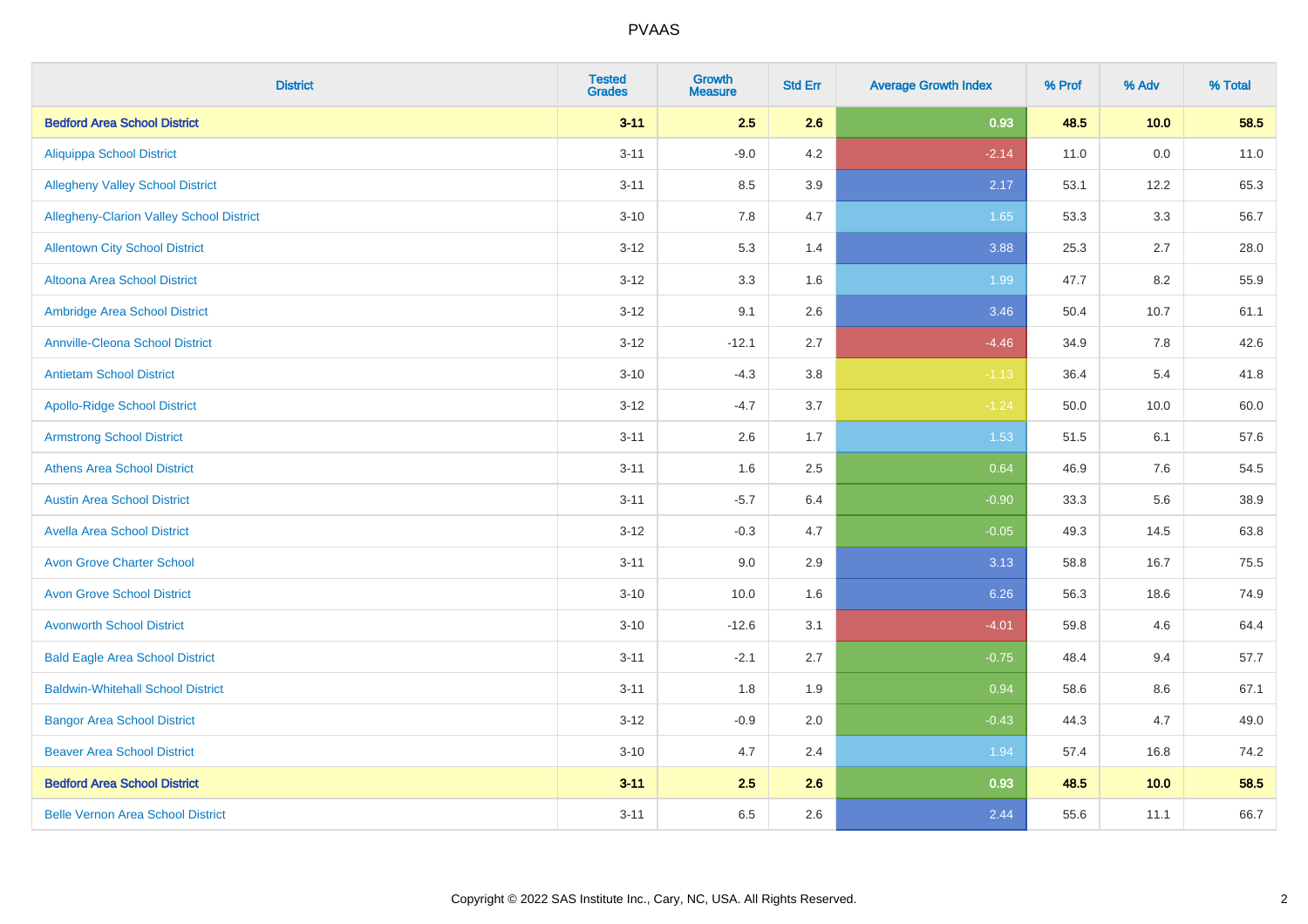| District | Tested Grades | Growth Measure | Std Err | Average Growth Index | % Prof | % Adv | % Total |
|---|---|---|---|---|---|---|---|
| **Bedford Area School District** | **3-11** | **2.5** | **2.6** | **0.93** | **48.5** | **10.0** | **58.5** |
| Aliquippa School District | 3-11 | -9.0 | 4.2 | -2.14 | 11.0 | 0.0 | 11.0 |
| Allegheny Valley School District | 3-11 | 8.5 | 3.9 | 2.17 | 53.1 | 12.2 | 65.3 |
| Allegheny-Clarion Valley School District | 3-10 | 7.8 | 4.7 | 1.65 | 53.3 | 3.3 | 56.7 |
| Allentown City School District | 3-12 | 5.3 | 1.4 | 3.88 | 25.3 | 2.7 | 28.0 |
| Altoona Area School District | 3-12 | 3.3 | 1.6 | 1.99 | 47.7 | 8.2 | 55.9 |
| Ambridge Area School District | 3-12 | 9.1 | 2.6 | 3.46 | 50.4 | 10.7 | 61.1 |
| Annville-Cleona School District | 3-12 | -12.1 | 2.7 | -4.46 | 34.9 | 7.8 | 42.6 |
| Antietam School District | 3-10 | -4.3 | 3.8 | -1.13 | 36.4 | 5.4 | 41.8 |
| Apollo-Ridge School District | 3-12 | -4.7 | 3.7 | -1.24 | 50.0 | 10.0 | 60.0 |
| Armstrong School District | 3-11 | 2.6 | 1.7 | 1.53 | 51.5 | 6.1 | 57.6 |
| Athens Area School District | 3-11 | 1.6 | 2.5 | 0.64 | 46.9 | 7.6 | 54.5 |
| Austin Area School District | 3-11 | -5.7 | 6.4 | -0.90 | 33.3 | 5.6 | 38.9 |
| Avella Area School District | 3-12 | -0.3 | 4.7 | -0.05 | 49.3 | 14.5 | 63.8 |
| Avon Grove Charter School | 3-11 | 9.0 | 2.9 | 3.13 | 58.8 | 16.7 | 75.5 |
| Avon Grove School District | 3-10 | 10.0 | 1.6 | 6.26 | 56.3 | 18.6 | 74.9 |
| Avonworth School District | 3-10 | -12.6 | 3.1 | -4.01 | 59.8 | 4.6 | 64.4 |
| Bald Eagle Area School District | 3-11 | -2.1 | 2.7 | -0.75 | 48.4 | 9.4 | 57.7 |
| Baldwin-Whitehall School District | 3-11 | 1.8 | 1.9 | 0.94 | 58.6 | 8.6 | 67.1 |
| Bangor Area School District | 3-12 | -0.9 | 2.0 | -0.43 | 44.3 | 4.7 | 49.0 |
| Beaver Area School District | 3-10 | 4.7 | 2.4 | 1.94 | 57.4 | 16.8 | 74.2 |
| **Bedford Area School District** | **3-11** | **2.5** | **2.6** | **0.93** | **48.5** | **10.0** | **58.5** |
| Belle Vernon Area School District | 3-11 | 6.5 | 2.6 | 2.44 | 55.6 | 11.1 | 66.7 |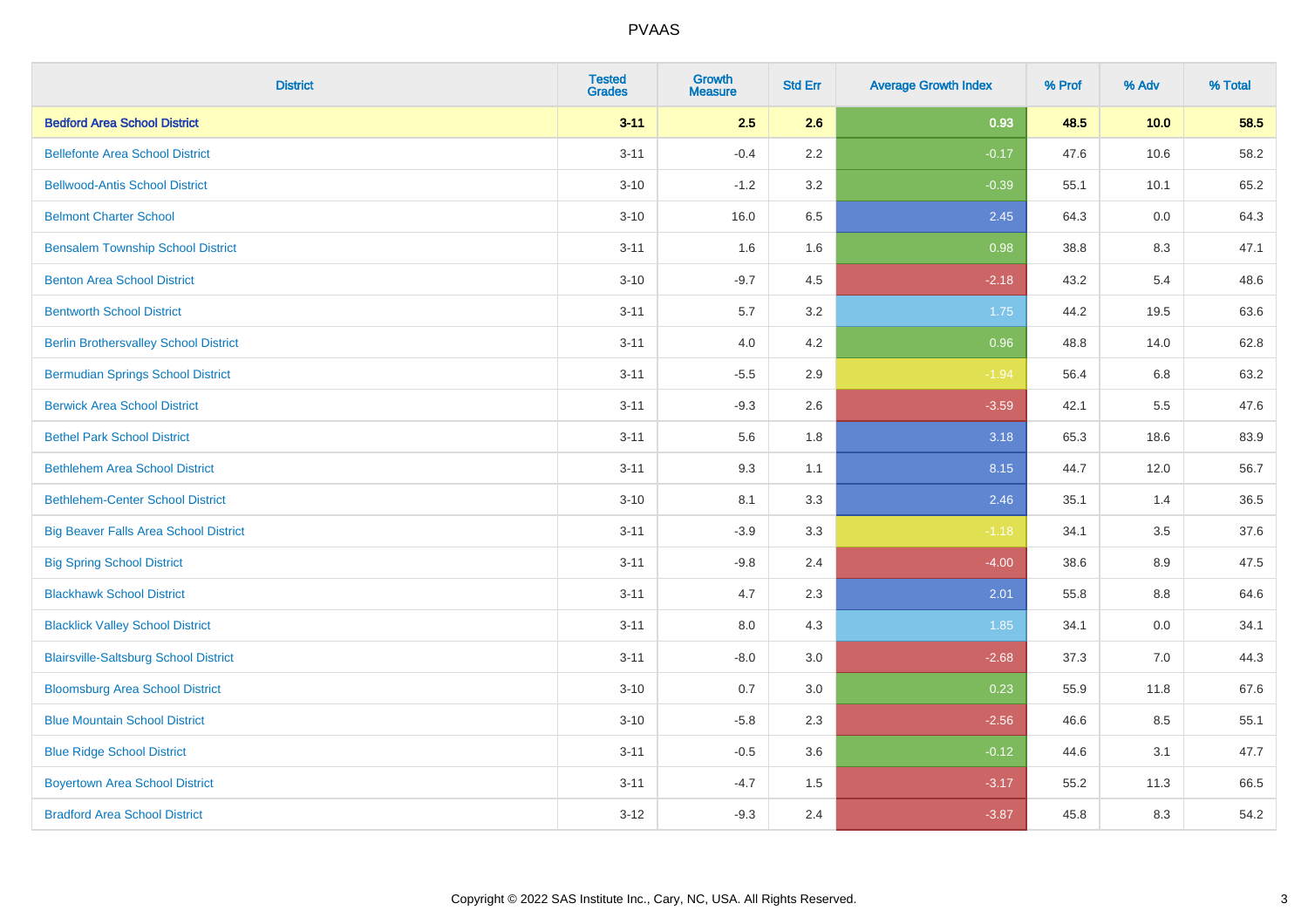| District | Tested Grades | Growth Measure | Std Err | Average Growth Index | % Prof | % Adv | % Total |
|---|---|---|---|---|---|---|---|
| **Bedford Area School District** | **3-11** | **2.5** | **2.6** | **0.93** | **48.5** | **10.0** | **58.5** |
| Bellefonte Area School District | 3-11 | -0.4 | 2.2 | -0.17 | 47.6 | 10.6 | 58.2 |
| Bellwood-Antis School District | 3-10 | -1.2 | 3.2 | -0.39 | 55.1 | 10.1 | 65.2 |
| Belmont Charter School | 3-10 | 16.0 | 6.5 | 2.45 | 64.3 | 0.0 | 64.3 |
| Bensalem Township School District | 3-11 | 1.6 | 1.6 | 0.98 | 38.8 | 8.3 | 47.1 |
| Benton Area School District | 3-10 | -9.7 | 4.5 | -2.18 | 43.2 | 5.4 | 48.6 |
| Bentworth School District | 3-11 | 5.7 | 3.2 | 1.75 | 44.2 | 19.5 | 63.6 |
| Berlin Brothersvalley School District | 3-11 | 4.0 | 4.2 | 0.96 | 48.8 | 14.0 | 62.8 |
| Bermudian Springs School District | 3-11 | -5.5 | 2.9 | -1.94 | 56.4 | 6.8 | 63.2 |
| Berwick Area School District | 3-11 | -9.3 | 2.6 | -3.59 | 42.1 | 5.5 | 47.6 |
| Bethel Park School District | 3-11 | 5.6 | 1.8 | 3.18 | 65.3 | 18.6 | 83.9 |
| Bethlehem Area School District | 3-11 | 9.3 | 1.1 | 8.15 | 44.7 | 12.0 | 56.7 |
| Bethlehem-Center School District | 3-10 | 8.1 | 3.3 | 2.46 | 35.1 | 1.4 | 36.5 |
| Big Beaver Falls Area School District | 3-11 | -3.9 | 3.3 | -1.18 | 34.1 | 3.5 | 37.6 |
| Big Spring School District | 3-11 | -9.8 | 2.4 | -4.00 | 38.6 | 8.9 | 47.5 |
| Blackhawk School District | 3-11 | 4.7 | 2.3 | 2.01 | 55.8 | 8.8 | 64.6 |
| Blacklick Valley School District | 3-11 | 8.0 | 4.3 | 1.85 | 34.1 | 0.0 | 34.1 |
| Blairsville-Saltsburg School District | 3-11 | -8.0 | 3.0 | -2.68 | 37.3 | 7.0 | 44.3 |
| Bloomsburg Area School District | 3-10 | 0.7 | 3.0 | 0.23 | 55.9 | 11.8 | 67.6 |
| Blue Mountain School District | 3-10 | -5.8 | 2.3 | -2.56 | 46.6 | 8.5 | 55.1 |
| Blue Ridge School District | 3-11 | -0.5 | 3.6 | -0.12 | 44.6 | 3.1 | 47.7 |
| Boyertown Area School District | 3-11 | -4.7 | 1.5 | -3.17 | 55.2 | 11.3 | 66.5 |
| Bradford Area School District | 3-12 | -9.3 | 2.4 | -3.87 | 45.8 | 8.3 | 54.2 |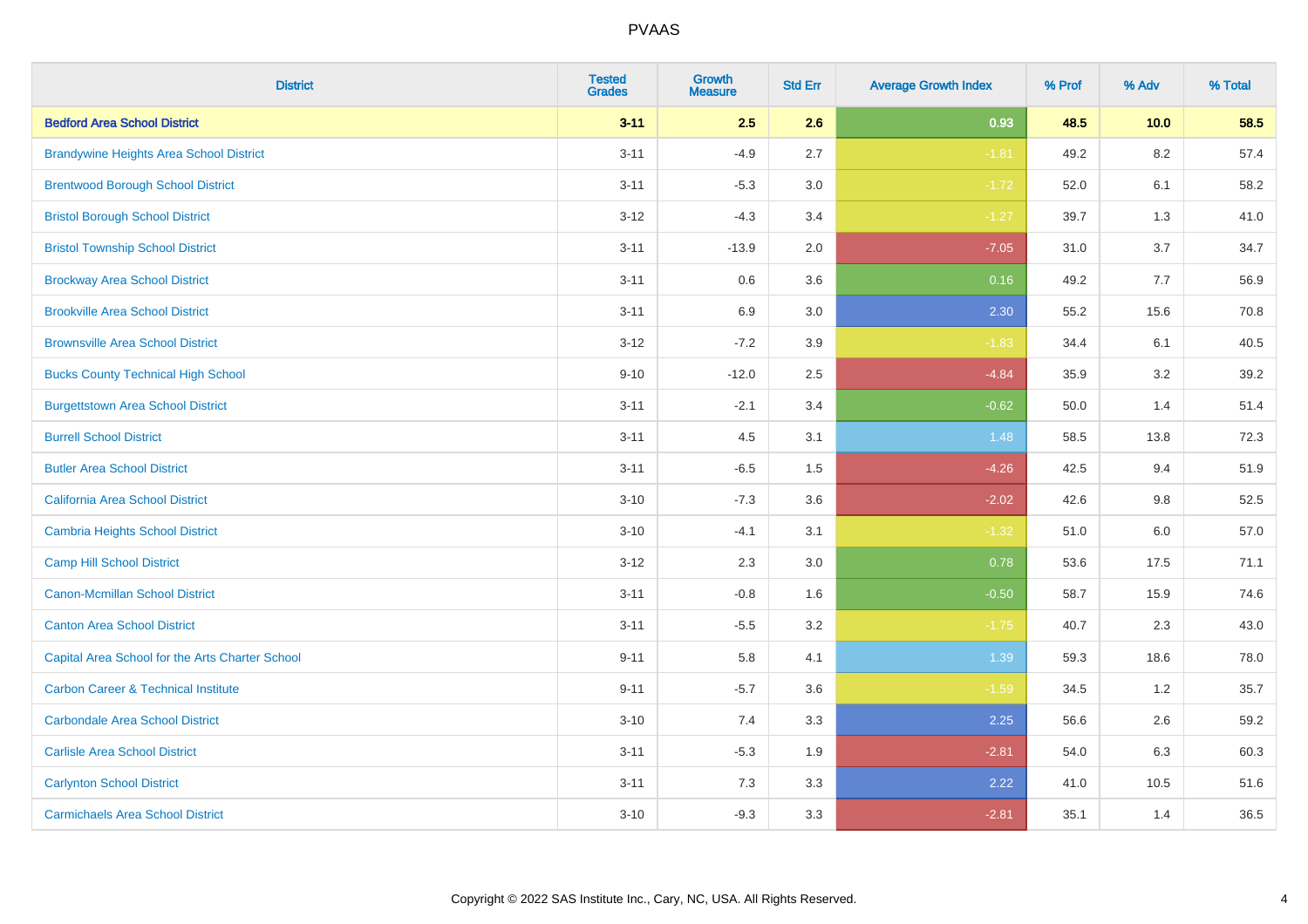| District | Tested Grades | Growth Measure | Std Err | Average Growth Index | % Prof | % Adv | % Total |
|---|---|---|---|---|---|---|---|
| **Bedford Area School District** | **3-11** | **2.5** | **2.6** | **0.93** | **48.5** | **10.0** | **58.5** |
| Brandywine Heights Area School District | 3-11 | -4.9 | 2.7 | -1.81 | 49.2 | 8.2 | 57.4 |
| Brentwood Borough School District | 3-11 | -5.3 | 3.0 | -1.72 | 52.0 | 6.1 | 58.2 |
| Bristol Borough School District | 3-12 | -4.3 | 3.4 | -1.27 | 39.7 | 1.3 | 41.0 |
| Bristol Township School District | 3-11 | -13.9 | 2.0 | -7.05 | 31.0 | 3.7 | 34.7 |
| Brockway Area School District | 3-11 | 0.6 | 3.6 | 0.16 | 49.2 | 7.7 | 56.9 |
| Brookville Area School District | 3-11 | 6.9 | 3.0 | 2.30 | 55.2 | 15.6 | 70.8 |
| Brownsville Area School District | 3-12 | -7.2 | 3.9 | -1.83 | 34.4 | 6.1 | 40.5 |
| Bucks County Technical High School | 9-10 | -12.0 | 2.5 | -4.84 | 35.9 | 3.2 | 39.2 |
| Burgettstown Area School District | 3-11 | -2.1 | 3.4 | -0.62 | 50.0 | 1.4 | 51.4 |
| Burrell School District | 3-11 | 4.5 | 3.1 | 1.48 | 58.5 | 13.8 | 72.3 |
| Butler Area School District | 3-11 | -6.5 | 1.5 | -4.26 | 42.5 | 9.4 | 51.9 |
| California Area School District | 3-10 | -7.3 | 3.6 | -2.02 | 42.6 | 9.8 | 52.5 |
| Cambria Heights School District | 3-10 | -4.1 | 3.1 | -1.32 | 51.0 | 6.0 | 57.0 |
| Camp Hill School District | 3-12 | 2.3 | 3.0 | 0.78 | 53.6 | 17.5 | 71.1 |
| Canon-Mcmillan School District | 3-11 | -0.8 | 1.6 | -0.50 | 58.7 | 15.9 | 74.6 |
| Canton Area School District | 3-11 | -5.5 | 3.2 | -1.75 | 40.7 | 2.3 | 43.0 |
| Capital Area School for the Arts Charter School | 9-11 | 5.8 | 4.1 | 1.39 | 59.3 | 18.6 | 78.0 |
| Carbon Career & Technical Institute | 9-11 | -5.7 | 3.6 | -1.59 | 34.5 | 1.2 | 35.7 |
| Carbondale Area School District | 3-10 | 7.4 | 3.3 | 2.25 | 56.6 | 2.6 | 59.2 |
| Carlisle Area School District | 3-11 | -5.3 | 1.9 | -2.81 | 54.0 | 6.3 | 60.3 |
| Carlynton School District | 3-11 | 7.3 | 3.3 | 2.22 | 41.0 | 10.5 | 51.6 |
| Carmichaels Area School District | 3-10 | -9.3 | 3.3 | -2.81 | 35.1 | 1.4 | 36.5 |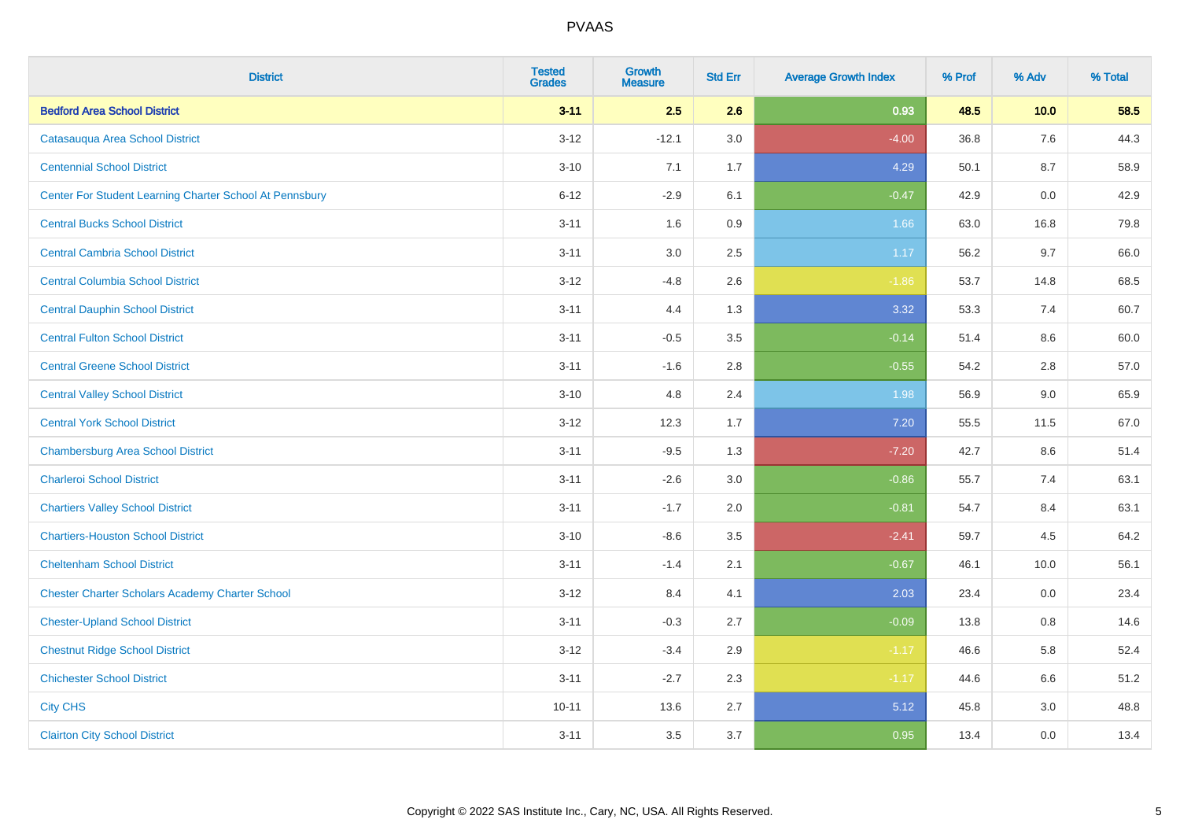# PVAAS

| District | Tested Grades | Growth Measure | Std Err | Average Growth Index | % Prof | % Adv | % Total |
|---|---|---|---|---|---|---|---|
| **Bedford Area School District** | **3-11** | **2.5** | **2.6** | **0.93** | **48.5** | **10.0** | **58.5** |
| Catasauqua Area School District | 3-12 | -12.1 | 3.0 | -4.00 | 36.8 | 7.6 | 44.3 |
| Centennial School District | 3-10 | 7.1 | 1.7 | 4.29 | 50.1 | 8.7 | 58.9 |
| Center For Student Learning Charter School At Pennsbury | 6-12 | -2.9 | 6.1 | -0.47 | 42.9 | 0.0 | 42.9 |
| Central Bucks School District | 3-11 | 1.6 | 0.9 | 1.66 | 63.0 | 16.8 | 79.8 |
| Central Cambria School District | 3-11 | 3.0 | 2.5 | 1.17 | 56.2 | 9.7 | 66.0 |
| Central Columbia School District | 3-12 | -4.8 | 2.6 | -1.86 | 53.7 | 14.8 | 68.5 |
| Central Dauphin School District | 3-11 | 4.4 | 1.3 | 3.32 | 53.3 | 7.4 | 60.7 |
| Central Fulton School District | 3-11 | -0.5 | 3.5 | -0.14 | 51.4 | 8.6 | 60.0 |
| Central Greene School District | 3-11 | -1.6 | 2.8 | -0.55 | 54.2 | 2.8 | 57.0 |
| Central Valley School District | 3-10 | 4.8 | 2.4 | 1.98 | 56.9 | 9.0 | 65.9 |
| Central York School District | 3-12 | 12.3 | 1.7 | 7.20 | 55.5 | 11.5 | 67.0 |
| Chambersburg Area School District | 3-11 | -9.5 | 1.3 | -7.20 | 42.7 | 8.6 | 51.4 |
| Charleroi School District | 3-11 | -2.6 | 3.0 | -0.86 | 55.7 | 7.4 | 63.1 |
| Chartiers Valley School District | 3-11 | -1.7 | 2.0 | -0.81 | 54.7 | 8.4 | 63.1 |
| Chartiers-Houston School District | 3-10 | -8.6 | 3.5 | -2.41 | 59.7 | 4.5 | 64.2 |
| Cheltenham School District | 3-11 | -1.4 | 2.1 | -0.67 | 46.1 | 10.0 | 56.1 |
| Chester Charter Scholars Academy Charter School | 3-12 | 8.4 | 4.1 | 2.03 | 23.4 | 0.0 | 23.4 |
| Chester-Upland School District | 3-11 | -0.3 | 2.7 | -0.09 | 13.8 | 0.8 | 14.6 |
| Chestnut Ridge School District | 3-12 | -3.4 | 2.9 | -1.17 | 46.6 | 5.8 | 52.4 |
| Chichester School District | 3-11 | -2.7 | 2.3 | -1.17 | 44.6 | 6.6 | 51.2 |
| City CHS | 10-11 | 13.6 | 2.7 | 5.12 | 45.8 | 3.0 | 48.8 |
| Clairton City School District | 3-11 | 3.5 | 3.7 | 0.95 | 13.4 | 0.0 | 13.4 |

Copyright © 2022 SAS Institute Inc., Cary, NC, USA. All Rights Reserved.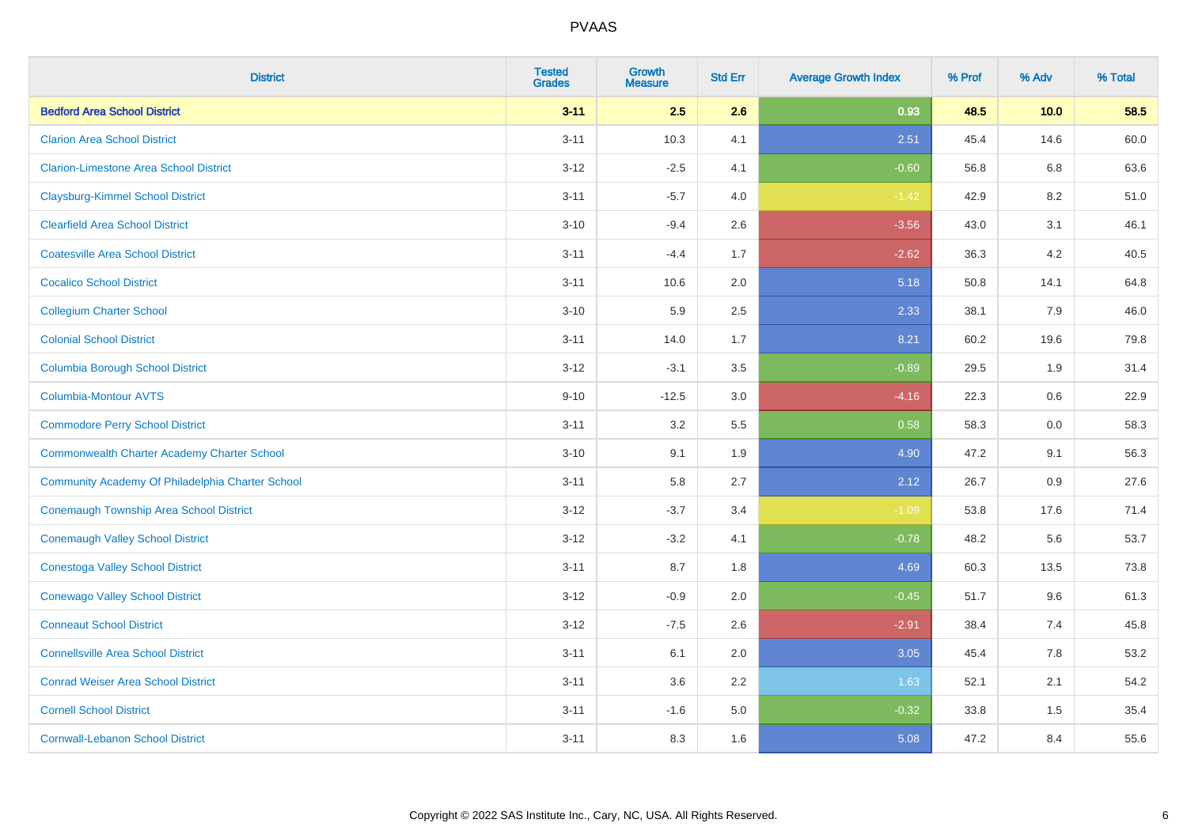| District | Tested Grades | Growth Measure | Std Err | Average Growth Index | % Prof | % Adv | % Total |
|---|---|---|---|---|---|---|---|
| **Bedford Area School District** | **3-11** | **2.5** | **2.6** | **0.93** | **48.5** | **10.0** | **58.5** |
| Clarion Area School District | 3-11 | 10.3 | 4.1 | 2.51 | 45.4 | 14.6 | 60.0 |
| Clarion-Limestone Area School District | 3-12 | -2.5 | 4.1 | -0.60 | 56.8 | 6.8 | 63.6 |
| Claysburg-Kimmel School District | 3-11 | -5.7 | 4.0 | -1.42 | 42.9 | 8.2 | 51.0 |
| Clearfield Area School District | 3-10 | -9.4 | 2.6 | -3.56 | 43.0 | 3.1 | 46.1 |
| Coatesville Area School District | 3-11 | -4.4 | 1.7 | -2.62 | 36.3 | 4.2 | 40.5 |
| Cocalico School District | 3-11 | 10.6 | 2.0 | 5.18 | 50.8 | 14.1 | 64.8 |
| Collegium Charter School | 3-10 | 5.9 | 2.5 | 2.33 | 38.1 | 7.9 | 46.0 |
| Colonial School District | 3-11 | 14.0 | 1.7 | 8.21 | 60.2 | 19.6 | 79.8 |
| Columbia Borough School District | 3-12 | -3.1 | 3.5 | -0.89 | 29.5 | 1.9 | 31.4 |
| Columbia-Montour AVTS | 9-10 | -12.5 | 3.0 | -4.16 | 22.3 | 0.6 | 22.9 |
| Commodore Perry School District | 3-11 | 3.2 | 5.5 | 0.58 | 58.3 | 0.0 | 58.3 |
| Commonwealth Charter Academy Charter School | 3-10 | 9.1 | 1.9 | 4.90 | 47.2 | 9.1 | 56.3 |
| Community Academy Of Philadelphia Charter School | 3-11 | 5.8 | 2.7 | 2.12 | 26.7 | 0.9 | 27.6 |
| Conemaugh Township Area School District | 3-12 | -3.7 | 3.4 | -1.09 | 53.8 | 17.6 | 71.4 |
| Conemaugh Valley School District | 3-12 | -3.2 | 4.1 | -0.78 | 48.2 | 5.6 | 53.7 |
| Conestoga Valley School District | 3-11 | 8.7 | 1.8 | 4.69 | 60.3 | 13.5 | 73.8 |
| Conewago Valley School District | 3-12 | -0.9 | 2.0 | -0.45 | 51.7 | 9.6 | 61.3 |
| Conneaut School District | 3-12 | -7.5 | 2.6 | -2.91 | 38.4 | 7.4 | 45.8 |
| Connellsville Area School District | 3-11 | 6.1 | 2.0 | 3.05 | 45.4 | 7.8 | 53.2 |
| Conrad Weiser Area School District | 3-11 | 3.6 | 2.2 | 1.63 | 52.1 | 2.1 | 54.2 |
| Cornell School District | 3-11 | -1.6 | 5.0 | -0.32 | 33.8 | 1.5 | 35.4 |
| Cornwall-Lebanon School District | 3-11 | 8.3 | 1.6 | 5.08 | 47.2 | 8.4 | 55.6 |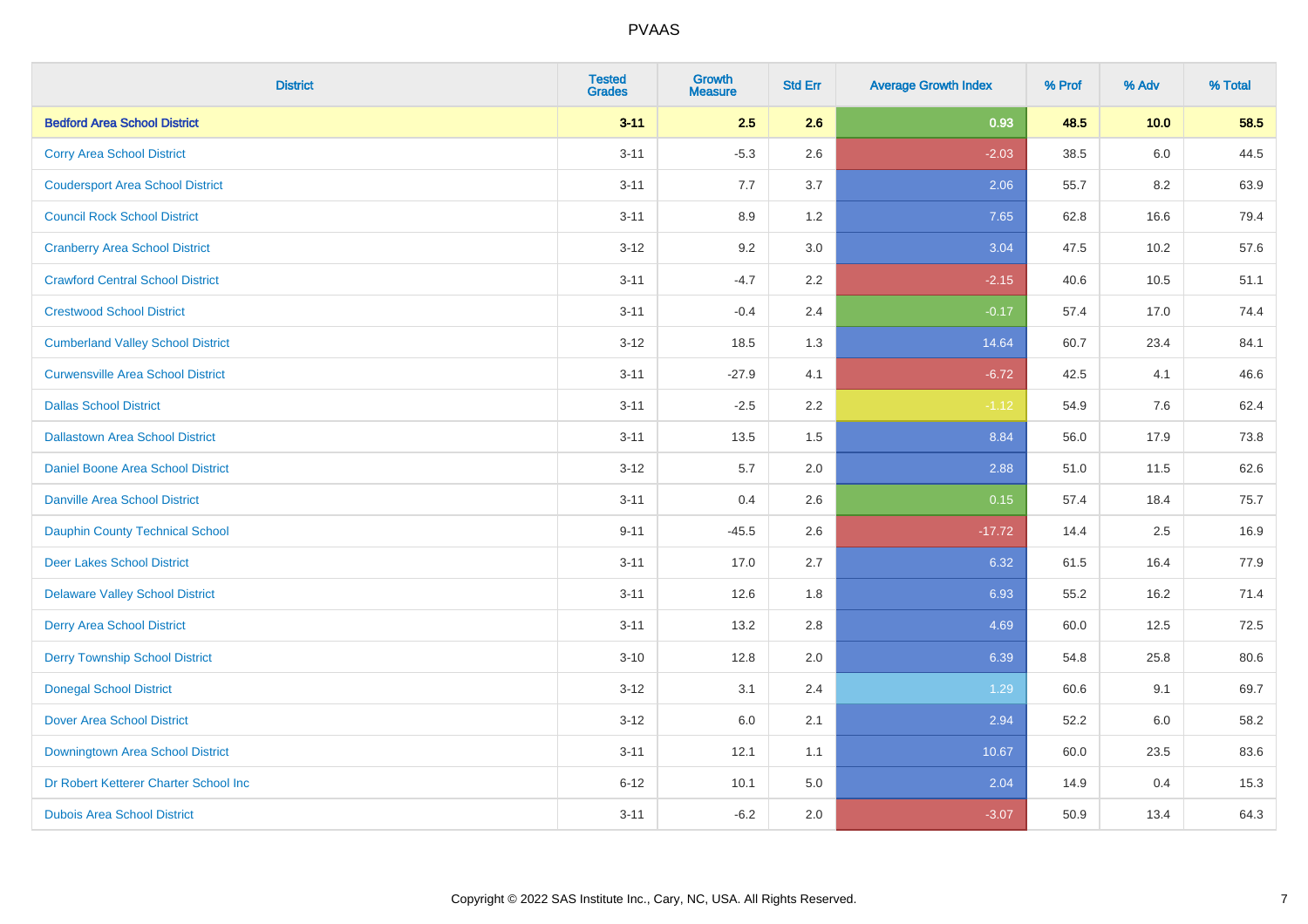# PVAAS

| District | Tested Grades | Growth Measure | Std Err | Average Growth Index | % Prof | % Adv | % Total |
|---|---|---|---|---|---|---|---|
| **Bedford Area School District** | **3-11** | **2.5** | **2.6** | **0.93** | **48.5** | **10.0** | **58.5** |
| Corry Area School District | 3-11 | -5.3 | 2.6 | -2.03 | 38.5 | 6.0 | 44.5 |
| Coudersport Area School District | 3-11 | 7.7 | 3.7 | 2.06 | 55.7 | 8.2 | 63.9 |
| Council Rock School District | 3-11 | 8.9 | 1.2 | 7.65 | 62.8 | 16.6 | 79.4 |
| Cranberry Area School District | 3-12 | 9.2 | 3.0 | 3.04 | 47.5 | 10.2 | 57.6 |
| Crawford Central School District | 3-11 | -4.7 | 2.2 | -2.15 | 40.6 | 10.5 | 51.1 |
| Crestwood School District | 3-11 | -0.4 | 2.4 | -0.17 | 57.4 | 17.0 | 74.4 |
| Cumberland Valley School District | 3-12 | 18.5 | 1.3 | 14.64 | 60.7 | 23.4 | 84.1 |
| Curwensville Area School District | 3-11 | -27.9 | 4.1 | -6.72 | 42.5 | 4.1 | 46.6 |
| Dallas School District | 3-11 | -2.5 | 2.2 | -1.12 | 54.9 | 7.6 | 62.4 |
| Dallastown Area School District | 3-11 | 13.5 | 1.5 | 8.84 | 56.0 | 17.9 | 73.8 |
| Daniel Boone Area School District | 3-12 | 5.7 | 2.0 | 2.88 | 51.0 | 11.5 | 62.6 |
| Danville Area School District | 3-11 | 0.4 | 2.6 | 0.15 | 57.4 | 18.4 | 75.7 |
| Dauphin County Technical School | 9-11 | -45.5 | 2.6 | -17.72 | 14.4 | 2.5 | 16.9 |
| Deer Lakes School District | 3-11 | 17.0 | 2.7 | 6.32 | 61.5 | 16.4 | 77.9 |
| Delaware Valley School District | 3-11 | 12.6 | 1.8 | 6.93 | 55.2 | 16.2 | 71.4 |
| Derry Area School District | 3-11 | 13.2 | 2.8 | 4.69 | 60.0 | 12.5 | 72.5 |
| Derry Township School District | 3-10 | 12.8 | 2.0 | 6.39 | 54.8 | 25.8 | 80.6 |
| Donegal School District | 3-12 | 3.1 | 2.4 | 1.29 | 60.6 | 9.1 | 69.7 |
| Dover Area School District | 3-12 | 6.0 | 2.1 | 2.94 | 52.2 | 6.0 | 58.2 |
| Downingtown Area School District | 3-11 | 12.1 | 1.1 | 10.67 | 60.0 | 23.5 | 83.6 |
| Dr Robert Ketterer Charter School Inc | 6-12 | 10.1 | 5.0 | 2.04 | 14.9 | 0.4 | 15.3 |
| Dubois Area School District | 3-11 | -6.2 | 2.0 | -3.07 | 50.9 | 13.4 | 64.3 |

Copyright © 2022 SAS Institute Inc., Cary, NC, USA. All Rights Reserved.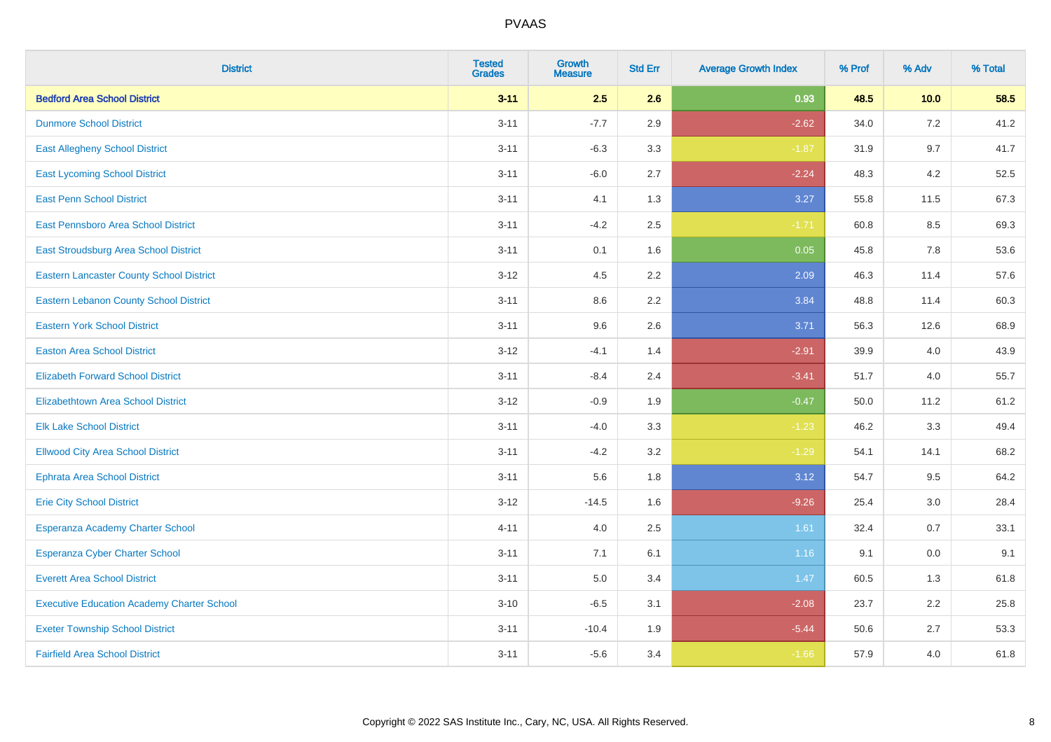| District | Tested Grades | Growth Measure | Std Err | Average Growth Index | % Prof | % Adv | % Total |
|---|---|---|---|---|---|---|---|
| **Bedford Area School District** | **3-11** | **2.5** | **2.6** | **0.93** | **48.5** | **10.0** | **58.5** |
| Dunmore School District | 3-11 | -7.7 | 2.9 | -2.62 | 34.0 | 7.2 | 41.2 |
| East Allegheny School District | 3-11 | -6.3 | 3.3 | -1.87 | 31.9 | 9.7 | 41.7 |
| East Lycoming School District | 3-11 | -6.0 | 2.7 | -2.24 | 48.3 | 4.2 | 52.5 |
| East Penn School District | 3-11 | 4.1 | 1.3 | 3.27 | 55.8 | 11.5 | 67.3 |
| East Pennsboro Area School District | 3-11 | -4.2 | 2.5 | -1.71 | 60.8 | 8.5 | 69.3 |
| East Stroudsburg Area School District | 3-11 | 0.1 | 1.6 | 0.05 | 45.8 | 7.8 | 53.6 |
| Eastern Lancaster County School District | 3-12 | 4.5 | 2.2 | 2.09 | 46.3 | 11.4 | 57.6 |
| Eastern Lebanon County School District | 3-11 | 8.6 | 2.2 | 3.84 | 48.8 | 11.4 | 60.3 |
| Eastern York School District | 3-11 | 9.6 | 2.6 | 3.71 | 56.3 | 12.6 | 68.9 |
| Easton Area School District | 3-12 | -4.1 | 1.4 | -2.91 | 39.9 | 4.0 | 43.9 |
| Elizabeth Forward School District | 3-11 | -8.4 | 2.4 | -3.41 | 51.7 | 4.0 | 55.7 |
| Elizabethtown Area School District | 3-12 | -0.9 | 1.9 | -0.47 | 50.0 | 11.2 | 61.2 |
| Elk Lake School District | 3-11 | -4.0 | 3.3 | -1.23 | 46.2 | 3.3 | 49.4 |
| Ellwood City Area School District | 3-11 | -4.2 | 3.2 | -1.29 | 54.1 | 14.1 | 68.2 |
| Ephrata Area School District | 3-11 | 5.6 | 1.8 | 3.12 | 54.7 | 9.5 | 64.2 |
| Erie City School District | 3-12 | -14.5 | 1.6 | -9.26 | 25.4 | 3.0 | 28.4 |
| Esperanza Academy Charter School | 4-11 | 4.0 | 2.5 | 1.61 | 32.4 | 0.7 | 33.1 |
| Esperanza Cyber Charter School | 3-11 | 7.1 | 6.1 | 1.16 | 9.1 | 0.0 | 9.1 |
| Everett Area School District | 3-11 | 5.0 | 3.4 | 1.47 | 60.5 | 1.3 | 61.8 |
| Executive Education Academy Charter School | 3-10 | -6.5 | 3.1 | -2.08 | 23.7 | 2.2 | 25.8 |
| Exeter Township School District | 3-11 | -10.4 | 1.9 | -5.44 | 50.6 | 2.7 | 53.3 |
| Fairfield Area School District | 3-11 | -5.6 | 3.4 | -1.66 | 57.9 | 4.0 | 61.8 |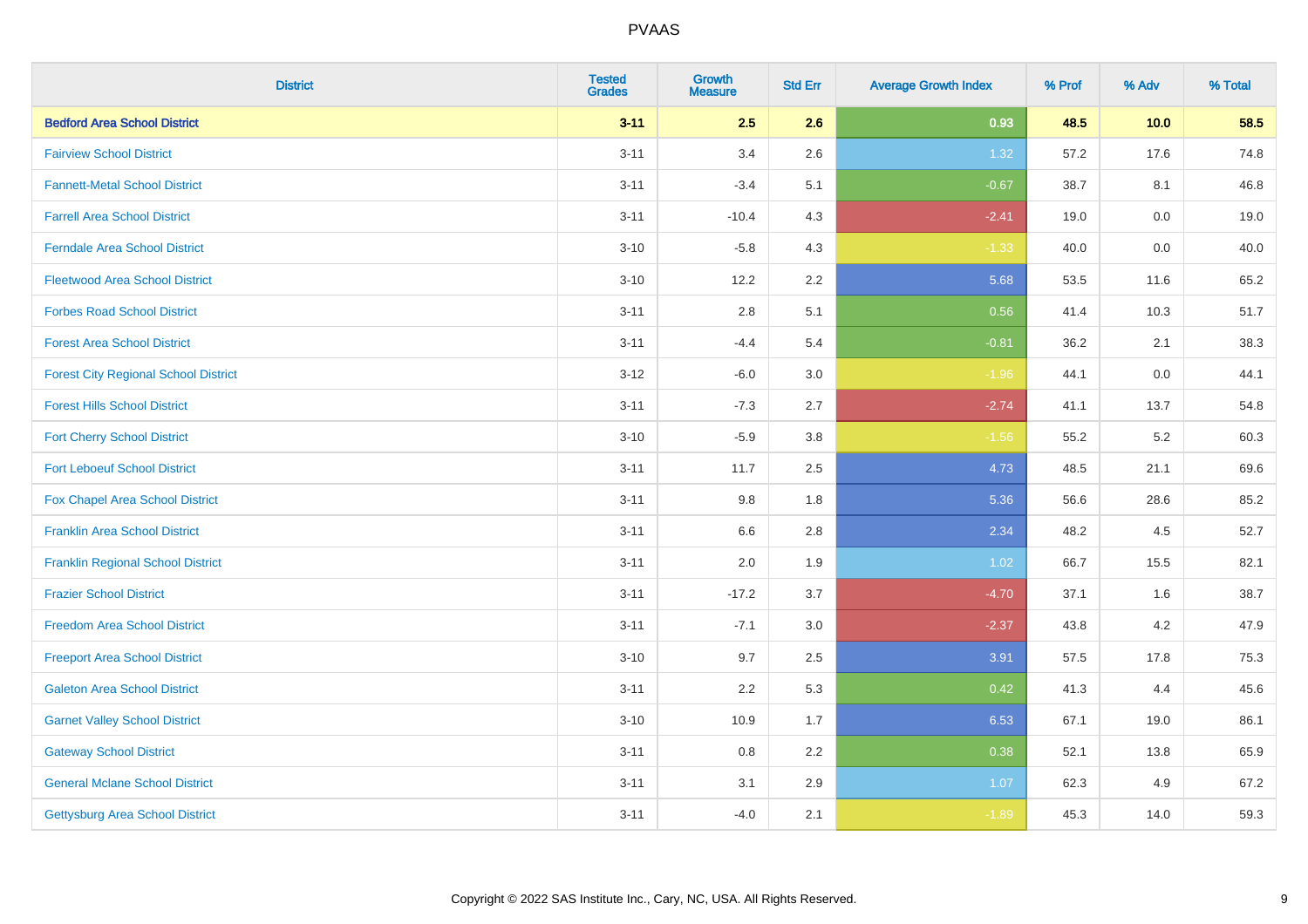| District | Tested Grades | Growth Measure | Std Err | Average Growth Index | % Prof | % Adv | % Total |
|---|---|---|---|---|---|---|---|
| **Bedford Area School District** | **3-11** | **2.5** | **2.6** | **0.93** | **48.5** | **10.0** | **58.5** |
| Fairview School District | 3-11 | 3.4 | 2.6 | 1.32 | 57.2 | 17.6 | 74.8 |
| Fannett-Metal School District | 3-11 | -3.4 | 5.1 | -0.67 | 38.7 | 8.1 | 46.8 |
| Farrell Area School District | 3-11 | -10.4 | 4.3 | -2.41 | 19.0 | 0.0 | 19.0 |
| Ferndale Area School District | 3-10 | -5.8 | 4.3 | -1.33 | 40.0 | 0.0 | 40.0 |
| Fleetwood Area School District | 3-10 | 12.2 | 2.2 | 5.68 | 53.5 | 11.6 | 65.2 |
| Forbes Road School District | 3-11 | 2.8 | 5.1 | 0.56 | 41.4 | 10.3 | 51.7 |
| Forest Area School District | 3-11 | -4.4 | 5.4 | -0.81 | 36.2 | 2.1 | 38.3 |
| Forest City Regional School District | 3-12 | -6.0 | 3.0 | -1.96 | 44.1 | 0.0 | 44.1 |
| Forest Hills School District | 3-11 | -7.3 | 2.7 | -2.74 | 41.1 | 13.7 | 54.8 |
| Fort Cherry School District | 3-10 | -5.9 | 3.8 | -1.56 | 55.2 | 5.2 | 60.3 |
| Fort Leboeuf School District | 3-11 | 11.7 | 2.5 | 4.73 | 48.5 | 21.1 | 69.6 |
| Fox Chapel Area School District | 3-11 | 9.8 | 1.8 | 5.36 | 56.6 | 28.6 | 85.2 |
| Franklin Area School District | 3-11 | 6.6 | 2.8 | 2.34 | 48.2 | 4.5 | 52.7 |
| Franklin Regional School District | 3-11 | 2.0 | 1.9 | 1.02 | 66.7 | 15.5 | 82.1 |
| Frazier School District | 3-11 | -17.2 | 3.7 | -4.70 | 37.1 | 1.6 | 38.7 |
| Freedom Area School District | 3-11 | -7.1 | 3.0 | -2.37 | 43.8 | 4.2 | 47.9 |
| Freeport Area School District | 3-10 | 9.7 | 2.5 | 3.91 | 57.5 | 17.8 | 75.3 |
| Galeton Area School District | 3-11 | 2.2 | 5.3 | 0.42 | 41.3 | 4.4 | 45.6 |
| Garnet Valley School District | 3-10 | 10.9 | 1.7 | 6.53 | 67.1 | 19.0 | 86.1 |
| Gateway School District | 3-11 | 0.8 | 2.2 | 0.38 | 52.1 | 13.8 | 65.9 |
| General Mclane School District | 3-11 | 3.1 | 2.9 | 1.07 | 62.3 | 4.9 | 67.2 |
| Gettysburg Area School District | 3-11 | -4.0 | 2.1 | -1.89 | 45.3 | 14.0 | 59.3 |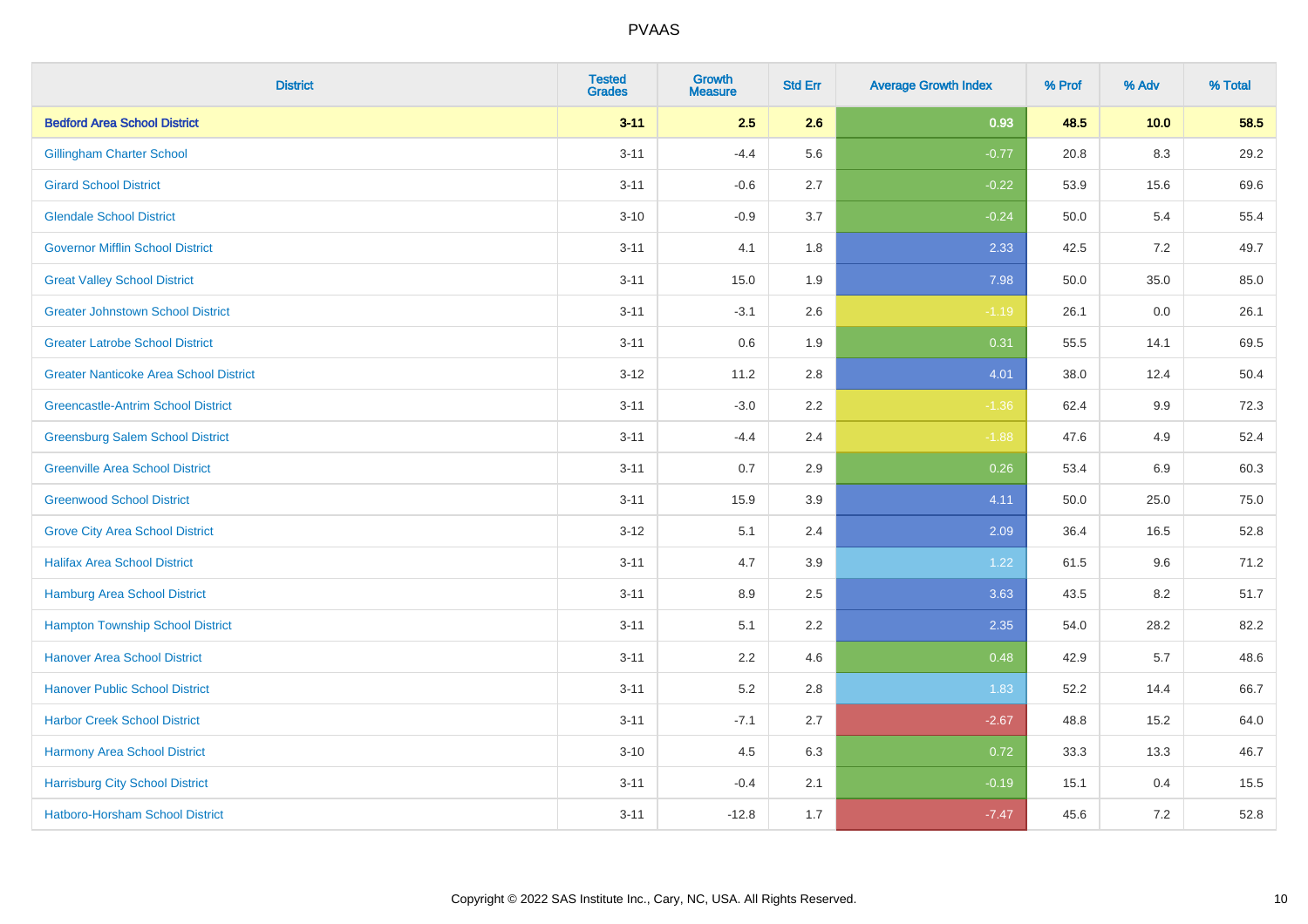# PVAAS

| District | Tested Grades | Growth Measure | Std Err | Average Growth Index | % Prof | % Adv | % Total |
|---|---|---|---|---|---|---|---|
| **Bedford Area School District** | **3-11** | **2.5** | **2.6** | **0.93** | **48.5** | **10.0** | **58.5** |
| Gillingham Charter School | 3-11 | -4.4 | 5.6 | -0.77 | 20.8 | 8.3 | 29.2 |
| Girard School District | 3-11 | -0.6 | 2.7 | -0.22 | 53.9 | 15.6 | 69.6 |
| Glendale School District | 3-10 | -0.9 | 3.7 | -0.24 | 50.0 | 5.4 | 55.4 |
| Governor Mifflin School District | 3-11 | 4.1 | 1.8 | 2.33 | 42.5 | 7.2 | 49.7 |
| Great Valley School District | 3-11 | 15.0 | 1.9 | 7.98 | 50.0 | 35.0 | 85.0 |
| Greater Johnstown School District | 3-11 | -3.1 | 2.6 | -1.19 | 26.1 | 0.0 | 26.1 |
| Greater Latrobe School District | 3-11 | 0.6 | 1.9 | 0.31 | 55.5 | 14.1 | 69.5 |
| Greater Nanticoke Area School District | 3-12 | 11.2 | 2.8 | 4.01 | 38.0 | 12.4 | 50.4 |
| Greencastle-Antrim School District | 3-11 | -3.0 | 2.2 | -1.36 | 62.4 | 9.9 | 72.3 |
| Greensburg Salem School District | 3-11 | -4.4 | 2.4 | -1.88 | 47.6 | 4.9 | 52.4 |
| Greenville Area School District | 3-11 | 0.7 | 2.9 | 0.26 | 53.4 | 6.9 | 60.3 |
| Greenwood School District | 3-11 | 15.9 | 3.9 | 4.11 | 50.0 | 25.0 | 75.0 |
| Grove City Area School District | 3-12 | 5.1 | 2.4 | 2.09 | 36.4 | 16.5 | 52.8 |
| Halifax Area School District | 3-11 | 4.7 | 3.9 | 1.22 | 61.5 | 9.6 | 71.2 |
| Hamburg Area School District | 3-11 | 8.9 | 2.5 | 3.63 | 43.5 | 8.2 | 51.7 |
| Hampton Township School District | 3-11 | 5.1 | 2.2 | 2.35 | 54.0 | 28.2 | 82.2 |
| Hanover Area School District | 3-11 | 2.2 | 4.6 | 0.48 | 42.9 | 5.7 | 48.6 |
| Hanover Public School District | 3-11 | 5.2 | 2.8 | 1.83 | 52.2 | 14.4 | 66.7 |
| Harbor Creek School District | 3-11 | -7.1 | 2.7 | -2.67 | 48.8 | 15.2 | 64.0 |
| Harmony Area School District | 3-10 | 4.5 | 6.3 | 0.72 | 33.3 | 13.3 | 46.7 |
| Harrisburg City School District | 3-11 | -0.4 | 2.1 | -0.19 | 15.1 | 0.4 | 15.5 |
| Hatboro-Horsham School District | 3-11 | -12.8 | 1.7 | -7.47 | 45.6 | 7.2 | 52.8 |

Copyright © 2022 SAS Institute Inc., Cary, NC, USA. All Rights Reserved.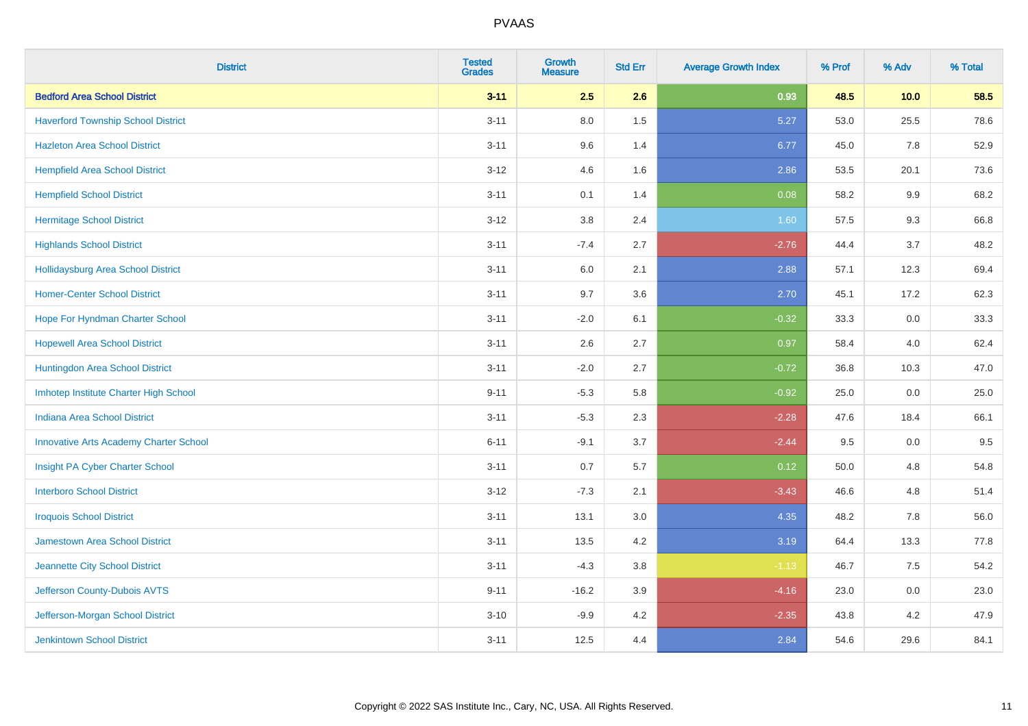# PVAAS

| District | Tested Grades | Growth Measure | Std Err | Average Growth Index | % Prof | % Adv | % Total |
|---|---|---|---|---|---|---|---|
| **Bedford Area School District** | **3-11** | **2.5** | **2.6** | **0.93** | **48.5** | **10.0** | **58.5** |
| Haverford Township School District | 3-11 | 8.0 | 1.5 | 5.27 | 53.0 | 25.5 | 78.6 |
| Hazleton Area School District | 3-11 | 9.6 | 1.4 | 6.77 | 45.0 | 7.8 | 52.9 |
| Hempfield Area School District | 3-12 | 4.6 | 1.6 | 2.86 | 53.5 | 20.1 | 73.6 |
| Hempfield School District | 3-11 | 0.1 | 1.4 | 0.08 | 58.2 | 9.9 | 68.2 |
| Hermitage School District | 3-12 | 3.8 | 2.4 | 1.60 | 57.5 | 9.3 | 66.8 |
| Highlands School District | 3-11 | -7.4 | 2.7 | -2.76 | 44.4 | 3.7 | 48.2 |
| Hollidaysburg Area School District | 3-11 | 6.0 | 2.1 | 2.88 | 57.1 | 12.3 | 69.4 |
| Homer-Center School District | 3-11 | 9.7 | 3.6 | 2.70 | 45.1 | 17.2 | 62.3 |
| Hope For Hyndman Charter School | 3-11 | -2.0 | 6.1 | -0.32 | 33.3 | 0.0 | 33.3 |
| Hopewell Area School District | 3-11 | 2.6 | 2.7 | 0.97 | 58.4 | 4.0 | 62.4 |
| Huntingdon Area School District | 3-11 | -2.0 | 2.7 | -0.72 | 36.8 | 10.3 | 47.0 |
| Imhotep Institute Charter High School | 9-11 | -5.3 | 5.8 | -0.92 | 25.0 | 0.0 | 25.0 |
| Indiana Area School District | 3-11 | -5.3 | 2.3 | -2.28 | 47.6 | 18.4 | 66.1 |
| Innovative Arts Academy Charter School | 6-11 | -9.1 | 3.7 | -2.44 | 9.5 | 0.0 | 9.5 |
| Insight PA Cyber Charter School | 3-11 | 0.7 | 5.7 | 0.12 | 50.0 | 4.8 | 54.8 |
| Interboro School District | 3-12 | -7.3 | 2.1 | -3.43 | 46.6 | 4.8 | 51.4 |
| Iroquois School District | 3-11 | 13.1 | 3.0 | 4.35 | 48.2 | 7.8 | 56.0 |
| Jamestown Area School District | 3-11 | 13.5 | 4.2 | 3.19 | 64.4 | 13.3 | 77.8 |
| Jeannette City School District | 3-11 | -4.3 | 3.8 | -1.13 | 46.7 | 7.5 | 54.2 |
| Jefferson County-Dubois AVTS | 9-11 | -16.2 | 3.9 | -4.16 | 23.0 | 0.0 | 23.0 |
| Jefferson-Morgan School District | 3-10 | -9.9 | 4.2 | -2.35 | 43.8 | 4.2 | 47.9 |
| Jenkintown School District | 3-11 | 12.5 | 4.4 | 2.84 | 54.6 | 29.6 | 84.1 |

Copyright © 2022 SAS Institute Inc., Cary, NC, USA. All Rights Reserved.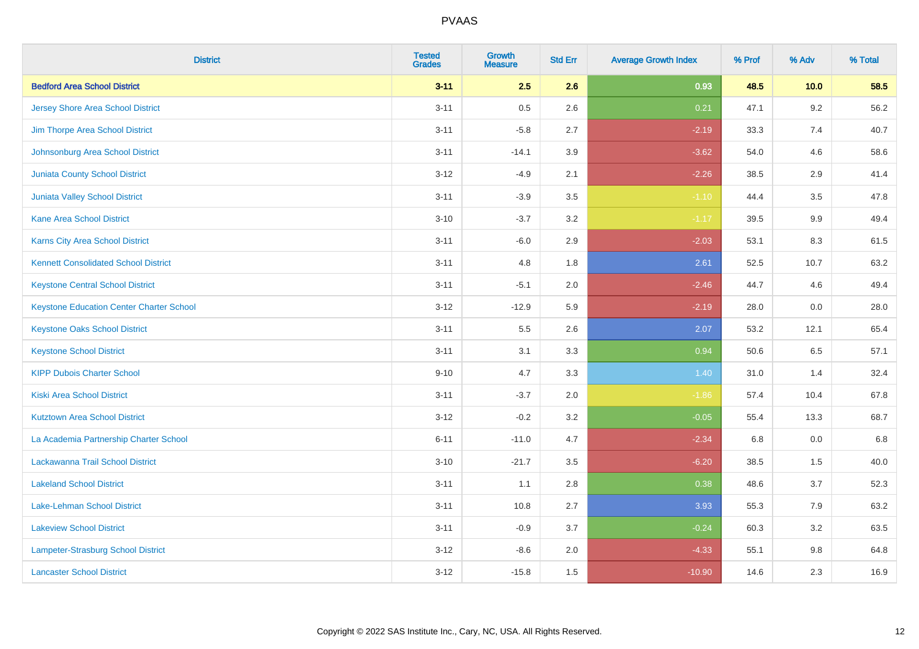# PVAAS

| District | Tested Grades | Growth Measure | Std Err | Average Growth Index | % Prof | % Adv | % Total |
|---|---|---|---|---|---|---|---|
| **Bedford Area School District** | **3-11** | **2.5** | **2.6** | **0.93** | **48.5** | **10.0** | **58.5** |
| Jersey Shore Area School District | 3-11 | 0.5 | 2.6 | 0.21 | 47.1 | 9.2 | 56.2 |
| Jim Thorpe Area School District | 3-11 | -5.8 | 2.7 | -2.19 | 33.3 | 7.4 | 40.7 |
| Johnsonburg Area School District | 3-11 | -14.1 | 3.9 | -3.62 | 54.0 | 4.6 | 58.6 |
| Juniata County School District | 3-12 | -4.9 | 2.1 | -2.26 | 38.5 | 2.9 | 41.4 |
| Juniata Valley School District | 3-11 | -3.9 | 3.5 | -1.10 | 44.4 | 3.5 | 47.8 |
| Kane Area School District | 3-10 | -3.7 | 3.2 | -1.17 | 39.5 | 9.9 | 49.4 |
| Karns City Area School District | 3-11 | -6.0 | 2.9 | -2.03 | 53.1 | 8.3 | 61.5 |
| Kennett Consolidated School District | 3-11 | 4.8 | 1.8 | 2.61 | 52.5 | 10.7 | 63.2 |
| Keystone Central School District | 3-11 | -5.1 | 2.0 | -2.46 | 44.7 | 4.6 | 49.4 |
| Keystone Education Center Charter School | 3-12 | -12.9 | 5.9 | -2.19 | 28.0 | 0.0 | 28.0 |
| Keystone Oaks School District | 3-11 | 5.5 | 2.6 | 2.07 | 53.2 | 12.1 | 65.4 |
| Keystone School District | 3-11 | 3.1 | 3.3 | 0.94 | 50.6 | 6.5 | 57.1 |
| KIPP Dubois Charter School | 9-10 | 4.7 | 3.3 | 1.40 | 31.0 | 1.4 | 32.4 |
| Kiski Area School District | 3-11 | -3.7 | 2.0 | -1.86 | 57.4 | 10.4 | 67.8 |
| Kutztown Area School District | 3-12 | -0.2 | 3.2 | -0.05 | 55.4 | 13.3 | 68.7 |
| La Academia Partnership Charter School | 6-11 | -11.0 | 4.7 | -2.34 | 6.8 | 0.0 | 6.8 |
| Lackawanna Trail School District | 3-10 | -21.7 | 3.5 | -6.20 | 38.5 | 1.5 | 40.0 |
| Lakeland School District | 3-11 | 1.1 | 2.8 | 0.38 | 48.6 | 3.7 | 52.3 |
| Lake-Lehman School District | 3-11 | 10.8 | 2.7 | 3.93 | 55.3 | 7.9 | 63.2 |
| Lakeview School District | 3-11 | -0.9 | 3.7 | -0.24 | 60.3 | 3.2 | 63.5 |
| Lampeter-Strasburg School District | 3-12 | -8.6 | 2.0 | -4.33 | 55.1 | 9.8 | 64.8 |
| Lancaster School District | 3-12 | -15.8 | 1.5 | -10.90 | 14.6 | 2.3 | 16.9 |

Copyright © 2022 SAS Institute Inc., Cary, NC, USA. All Rights Reserved.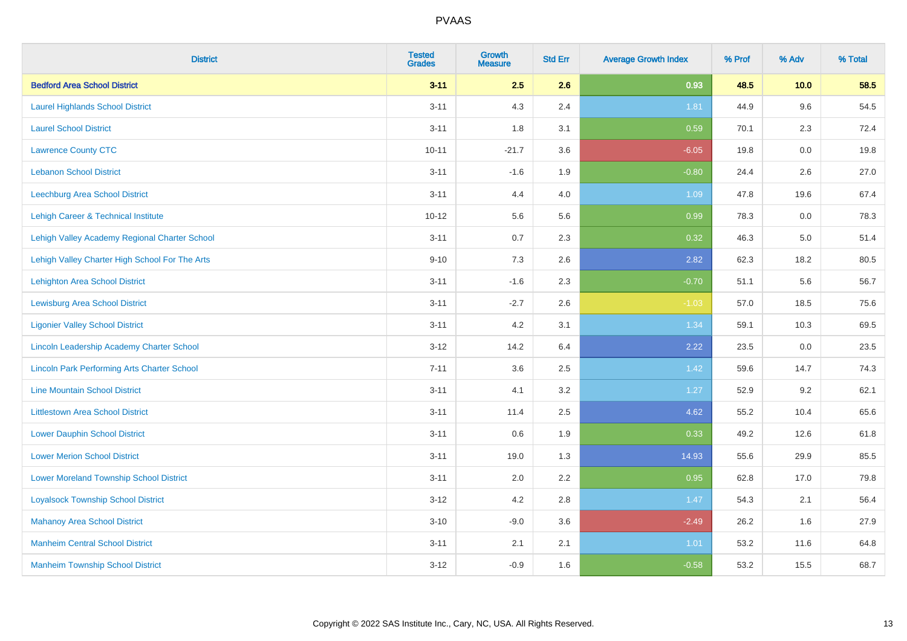| District | Tested Grades | Growth Measure | Std Err | Average Growth Index | % Prof | % Adv | % Total |
|---|---|---|---|---|---|---|---|
| **Bedford Area School District** | **3-11** | **2.5** | **2.6** | **0.93** | **48.5** | **10.0** | **58.5** |
| Laurel Highlands School District | 3-11 | 4.3 | 2.4 | 1.81 | 44.9 | 9.6 | 54.5 |
| Laurel School District | 3-11 | 1.8 | 3.1 | 0.59 | 70.1 | 2.3 | 72.4 |
| Lawrence County CTC | 10-11 | -21.7 | 3.6 | -6.05 | 19.8 | 0.0 | 19.8 |
| Lebanon School District | 3-11 | -1.6 | 1.9 | -0.80 | 24.4 | 2.6 | 27.0 |
| Leechburg Area School District | 3-11 | 4.4 | 4.0 | 1.09 | 47.8 | 19.6 | 67.4 |
| Lehigh Career & Technical Institute | 10-12 | 5.6 | 5.6 | 0.99 | 78.3 | 0.0 | 78.3 |
| Lehigh Valley Academy Regional Charter School | 3-11 | 0.7 | 2.3 | 0.32 | 46.3 | 5.0 | 51.4 |
| Lehigh Valley Charter High School For The Arts | 9-10 | 7.3 | 2.6 | 2.82 | 62.3 | 18.2 | 80.5 |
| Lehighton Area School District | 3-11 | -1.6 | 2.3 | -0.70 | 51.1 | 5.6 | 56.7 |
| Lewisburg Area School District | 3-11 | -2.7 | 2.6 | -1.03 | 57.0 | 18.5 | 75.6 |
| Ligonier Valley School District | 3-11 | 4.2 | 3.1 | 1.34 | 59.1 | 10.3 | 69.5 |
| Lincoln Leadership Academy Charter School | 3-12 | 14.2 | 6.4 | 2.22 | 23.5 | 0.0 | 23.5 |
| Lincoln Park Performing Arts Charter School | 7-11 | 3.6 | 2.5 | 1.42 | 59.6 | 14.7 | 74.3 |
| Line Mountain School District | 3-11 | 4.1 | 3.2 | 1.27 | 52.9 | 9.2 | 62.1 |
| Littlestown Area School District | 3-11 | 11.4 | 2.5 | 4.62 | 55.2 | 10.4 | 65.6 |
| Lower Dauphin School District | 3-11 | 0.6 | 1.9 | 0.33 | 49.2 | 12.6 | 61.8 |
| Lower Merion School District | 3-11 | 19.0 | 1.3 | 14.93 | 55.6 | 29.9 | 85.5 |
| Lower Moreland Township School District | 3-11 | 2.0 | 2.2 | 0.95 | 62.8 | 17.0 | 79.8 |
| Loyalsock Township School District | 3-12 | 4.2 | 2.8 | 1.47 | 54.3 | 2.1 | 56.4 |
| Mahanoy Area School District | 3-10 | -9.0 | 3.6 | -2.49 | 26.2 | 1.6 | 27.9 |
| Manheim Central School District | 3-11 | 2.1 | 2.1 | 1.01 | 53.2 | 11.6 | 64.8 |
| Manheim Township School District | 3-12 | -0.9 | 1.6 | -0.58 | 53.2 | 15.5 | 68.7 |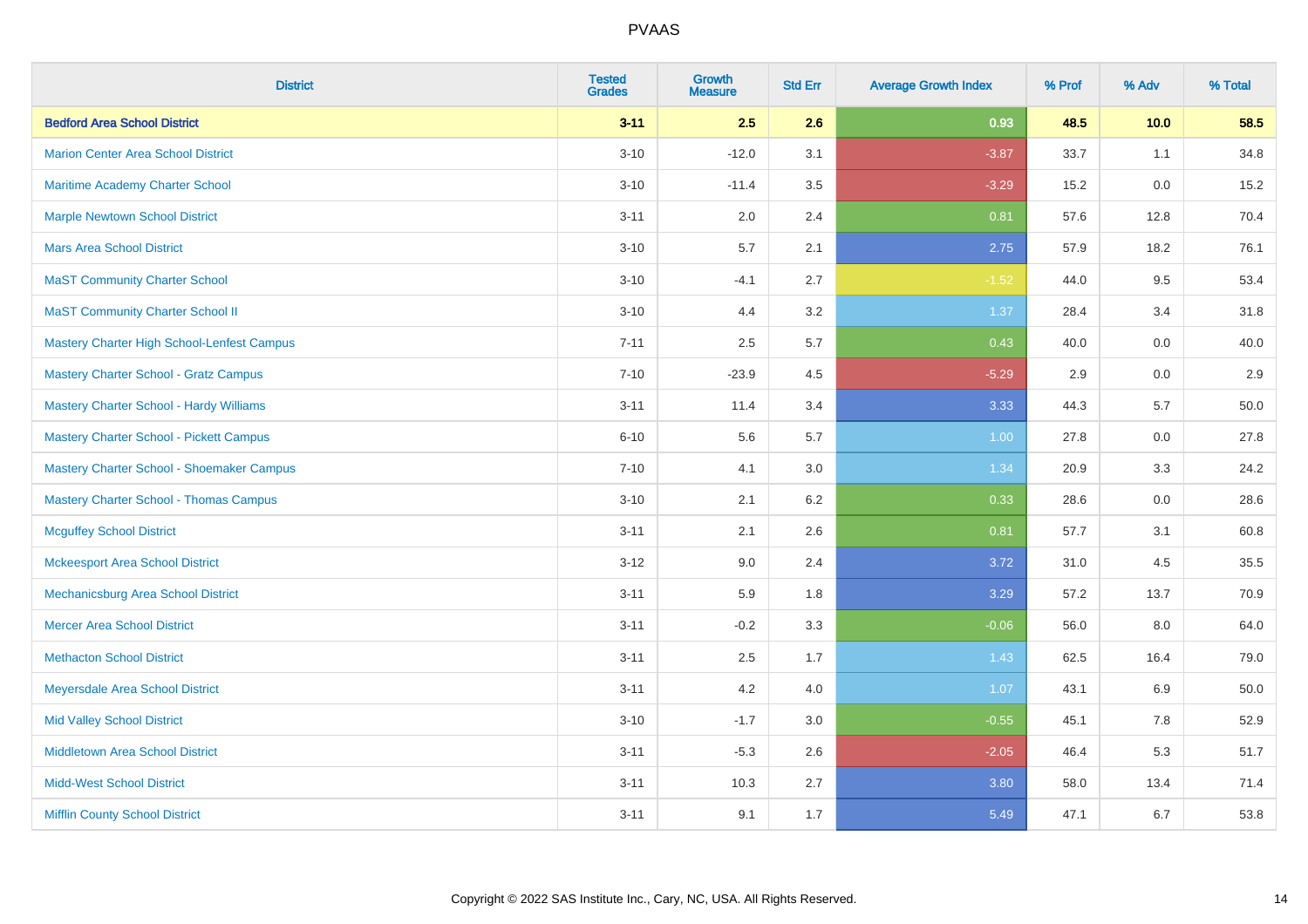| District | Tested Grades | Growth Measure | Std Err | Average Growth Index | % Prof | % Adv | % Total |
|---|---|---|---|---|---|---|---|
| **Bedford Area School District** | **3-11** | **2.5** | **2.6** | **0.93** | **48.5** | **10.0** | **58.5** |
| Marion Center Area School District | 3-10 | -12.0 | 3.1 | -3.87 | 33.7 | 1.1 | 34.8 |
| Maritime Academy Charter School | 3-10 | -11.4 | 3.5 | -3.29 | 15.2 | 0.0 | 15.2 |
| Marple Newtown School District | 3-11 | 2.0 | 2.4 | 0.81 | 57.6 | 12.8 | 70.4 |
| Mars Area School District | 3-10 | 5.7 | 2.1 | 2.75 | 57.9 | 18.2 | 76.1 |
| MaST Community Charter School | 3-10 | -4.1 | 2.7 | -1.52 | 44.0 | 9.5 | 53.4 |
| MaST Community Charter School II | 3-10 | 4.4 | 3.2 | 1.37 | 28.4 | 3.4 | 31.8 |
| Mastery Charter High School-Lenfest Campus | 7-11 | 2.5 | 5.7 | 0.43 | 40.0 | 0.0 | 40.0 |
| Mastery Charter School - Gratz Campus | 7-10 | -23.9 | 4.5 | -5.29 | 2.9 | 0.0 | 2.9 |
| Mastery Charter School - Hardy Williams | 3-11 | 11.4 | 3.4 | 3.33 | 44.3 | 5.7 | 50.0 |
| Mastery Charter School - Pickett Campus | 6-10 | 5.6 | 5.7 | 1.00 | 27.8 | 0.0 | 27.8 |
| Mastery Charter School - Shoemaker Campus | 7-10 | 4.1 | 3.0 | 1.34 | 20.9 | 3.3 | 24.2 |
| Mastery Charter School - Thomas Campus | 3-10 | 2.1 | 6.2 | 0.33 | 28.6 | 0.0 | 28.6 |
| Mcguffey School District | 3-11 | 2.1 | 2.6 | 0.81 | 57.7 | 3.1 | 60.8 |
| Mckeesport Area School District | 3-12 | 9.0 | 2.4 | 3.72 | 31.0 | 4.5 | 35.5 |
| Mechanicsburg Area School District | 3-11 | 5.9 | 1.8 | 3.29 | 57.2 | 13.7 | 70.9 |
| Mercer Area School District | 3-11 | -0.2 | 3.3 | -0.06 | 56.0 | 8.0 | 64.0 |
| Methacton School District | 3-11 | 2.5 | 1.7 | 1.43 | 62.5 | 16.4 | 79.0 |
| Meyersdale Area School District | 3-11 | 4.2 | 4.0 | 1.07 | 43.1 | 6.9 | 50.0 |
| Mid Valley School District | 3-10 | -1.7 | 3.0 | -0.55 | 45.1 | 7.8 | 52.9 |
| Middletown Area School District | 3-11 | -5.3 | 2.6 | -2.05 | 46.4 | 5.3 | 51.7 |
| Midd-West School District | 3-11 | 10.3 | 2.7 | 3.80 | 58.0 | 13.4 | 71.4 |
| Mifflin County School District | 3-11 | 9.1 | 1.7 | 5.49 | 47.1 | 6.7 | 53.8 |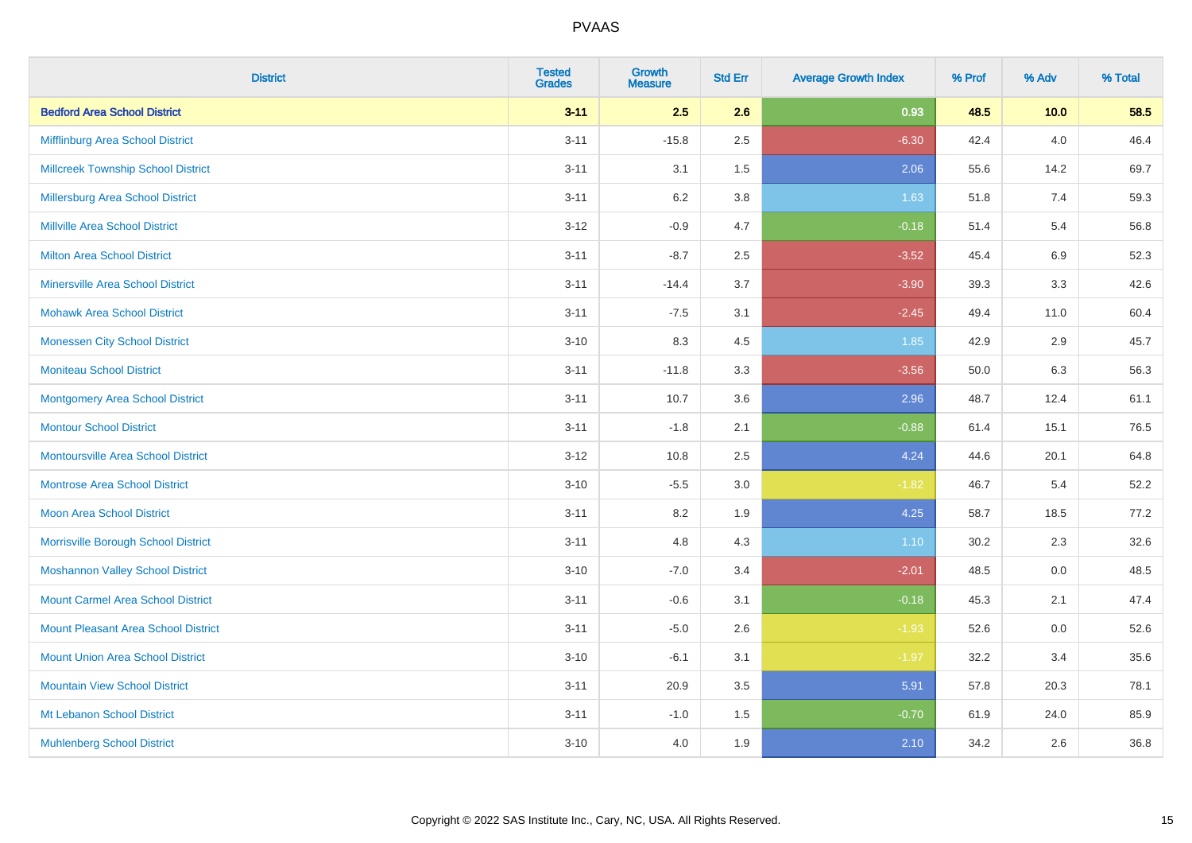# PVAAS

| District | Tested Grades | Growth Measure | Std Err | Average Growth Index | % Prof | % Adv | % Total |
|---|---|---|---|---|---|---|---|
| **Bedford Area School District** | **3-11** | **2.5** | **2.6** | **0.93** | **48.5** | **10.0** | **58.5** |
| Mifflinburg Area School District | 3-11 | -15.8 | 2.5 | -6.30 | 42.4 | 4.0 | 46.4 |
| Millcreek Township School District | 3-11 | 3.1 | 1.5 | 2.06 | 55.6 | 14.2 | 69.7 |
| Millersburg Area School District | 3-11 | 6.2 | 3.8 | 1.63 | 51.8 | 7.4 | 59.3 |
| Millville Area School District | 3-12 | -0.9 | 4.7 | -0.18 | 51.4 | 5.4 | 56.8 |
| Milton Area School District | 3-11 | -8.7 | 2.5 | -3.52 | 45.4 | 6.9 | 52.3 |
| Minersville Area School District | 3-11 | -14.4 | 3.7 | -3.90 | 39.3 | 3.3 | 42.6 |
| Mohawk Area School District | 3-11 | -7.5 | 3.1 | -2.45 | 49.4 | 11.0 | 60.4 |
| Monessen City School District | 3-10 | 8.3 | 4.5 | 1.85 | 42.9 | 2.9 | 45.7 |
| Moniteau School District | 3-11 | -11.8 | 3.3 | -3.56 | 50.0 | 6.3 | 56.3 |
| Montgomery Area School District | 3-11 | 10.7 | 3.6 | 2.96 | 48.7 | 12.4 | 61.1 |
| Montour School District | 3-11 | -1.8 | 2.1 | -0.88 | 61.4 | 15.1 | 76.5 |
| Montoursville Area School District | 3-12 | 10.8 | 2.5 | 4.24 | 44.6 | 20.1 | 64.8 |
| Montrose Area School District | 3-10 | -5.5 | 3.0 | -1.82 | 46.7 | 5.4 | 52.2 |
| Moon Area School District | 3-11 | 8.2 | 1.9 | 4.25 | 58.7 | 18.5 | 77.2 |
| Morrisville Borough School District | 3-11 | 4.8 | 4.3 | 1.10 | 30.2 | 2.3 | 32.6 |
| Moshannon Valley School District | 3-10 | -7.0 | 3.4 | -2.01 | 48.5 | 0.0 | 48.5 |
| Mount Carmel Area School District | 3-11 | -0.6 | 3.1 | -0.18 | 45.3 | 2.1 | 47.4 |
| Mount Pleasant Area School District | 3-11 | -5.0 | 2.6 | -1.93 | 52.6 | 0.0 | 52.6 |
| Mount Union Area School District | 3-10 | -6.1 | 3.1 | -1.97 | 32.2 | 3.4 | 35.6 |
| Mountain View School District | 3-11 | 20.9 | 3.5 | 5.91 | 57.8 | 20.3 | 78.1 |
| Mt Lebanon School District | 3-11 | -1.0 | 1.5 | -0.70 | 61.9 | 24.0 | 85.9 |
| Muhlenberg School District | 3-10 | 4.0 | 1.9 | 2.10 | 34.2 | 2.6 | 36.8 |

Copyright © 2022 SAS Institute Inc., Cary, NC, USA. All Rights Reserved.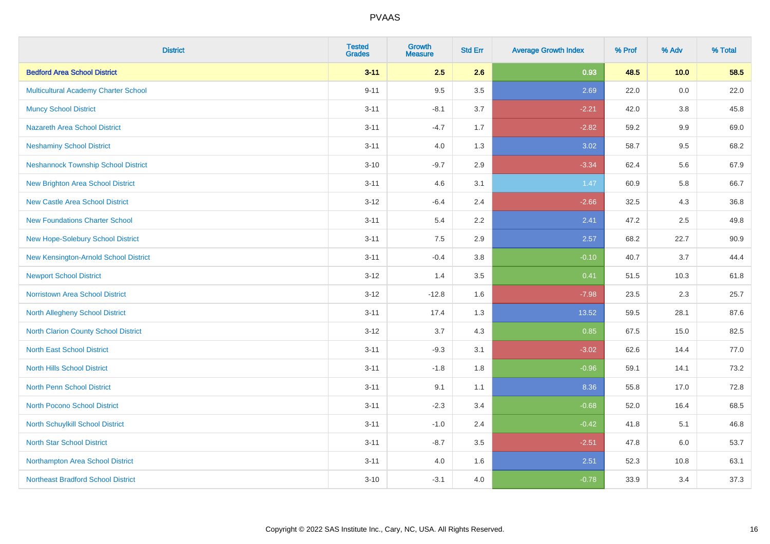PVAAS

| District | Tested Grades | Growth Measure | Std Err | Average Growth Index | % Prof | % Adv | % Total |
|---|---|---|---|---|---|---|---|
| **Bedford Area School District** | **3-11** | **2.5** | **2.6** | **0.93** | **48.5** | **10.0** | **58.5** |
| Multicultural Academy Charter School | 9-11 | 9.5 | 3.5 | 2.69 | 22.0 | 0.0 | 22.0 |
| Muncy School District | 3-11 | -8.1 | 3.7 | -2.21 | 42.0 | 3.8 | 45.8 |
| Nazareth Area School District | 3-11 | -4.7 | 1.7 | -2.82 | 59.2 | 9.9 | 69.0 |
| Neshaminy School District | 3-11 | 4.0 | 1.3 | 3.02 | 58.7 | 9.5 | 68.2 |
| Neshannock Township School District | 3-10 | -9.7 | 2.9 | -3.34 | 62.4 | 5.6 | 67.9 |
| New Brighton Area School District | 3-11 | 4.6 | 3.1 | 1.47 | 60.9 | 5.8 | 66.7 |
| New Castle Area School District | 3-12 | -6.4 | 2.4 | -2.66 | 32.5 | 4.3 | 36.8 |
| New Foundations Charter School | 3-11 | 5.4 | 2.2 | 2.41 | 47.2 | 2.5 | 49.8 |
| New Hope-Solebury School District | 3-11 | 7.5 | 2.9 | 2.57 | 68.2 | 22.7 | 90.9 |
| New Kensington-Arnold School District | 3-11 | -0.4 | 3.8 | -0.10 | 40.7 | 3.7 | 44.4 |
| Newport School District | 3-12 | 1.4 | 3.5 | 0.41 | 51.5 | 10.3 | 61.8 |
| Norristown Area School District | 3-12 | -12.8 | 1.6 | -7.98 | 23.5 | 2.3 | 25.7 |
| North Allegheny School District | 3-11 | 17.4 | 1.3 | 13.52 | 59.5 | 28.1 | 87.6 |
| North Clarion County School District | 3-12 | 3.7 | 4.3 | 0.85 | 67.5 | 15.0 | 82.5 |
| North East School District | 3-11 | -9.3 | 3.1 | -3.02 | 62.6 | 14.4 | 77.0 |
| North Hills School District | 3-11 | -1.8 | 1.8 | -0.96 | 59.1 | 14.1 | 73.2 |
| North Penn School District | 3-11 | 9.1 | 1.1 | 8.36 | 55.8 | 17.0 | 72.8 |
| North Pocono School District | 3-11 | -2.3 | 3.4 | -0.68 | 52.0 | 16.4 | 68.5 |
| North Schuylkill School District | 3-11 | -1.0 | 2.4 | -0.42 | 41.8 | 5.1 | 46.8 |
| North Star School District | 3-11 | -8.7 | 3.5 | -2.51 | 47.8 | 6.0 | 53.7 |
| Northampton Area School District | 3-11 | 4.0 | 1.6 | 2.51 | 52.3 | 10.8 | 63.1 |
| Northeast Bradford School District | 3-10 | -3.1 | 4.0 | -0.78 | 33.9 | 3.4 | 37.3 |

Copyright © 2022 SAS Institute Inc., Cary, NC, USA. All Rights Reserved.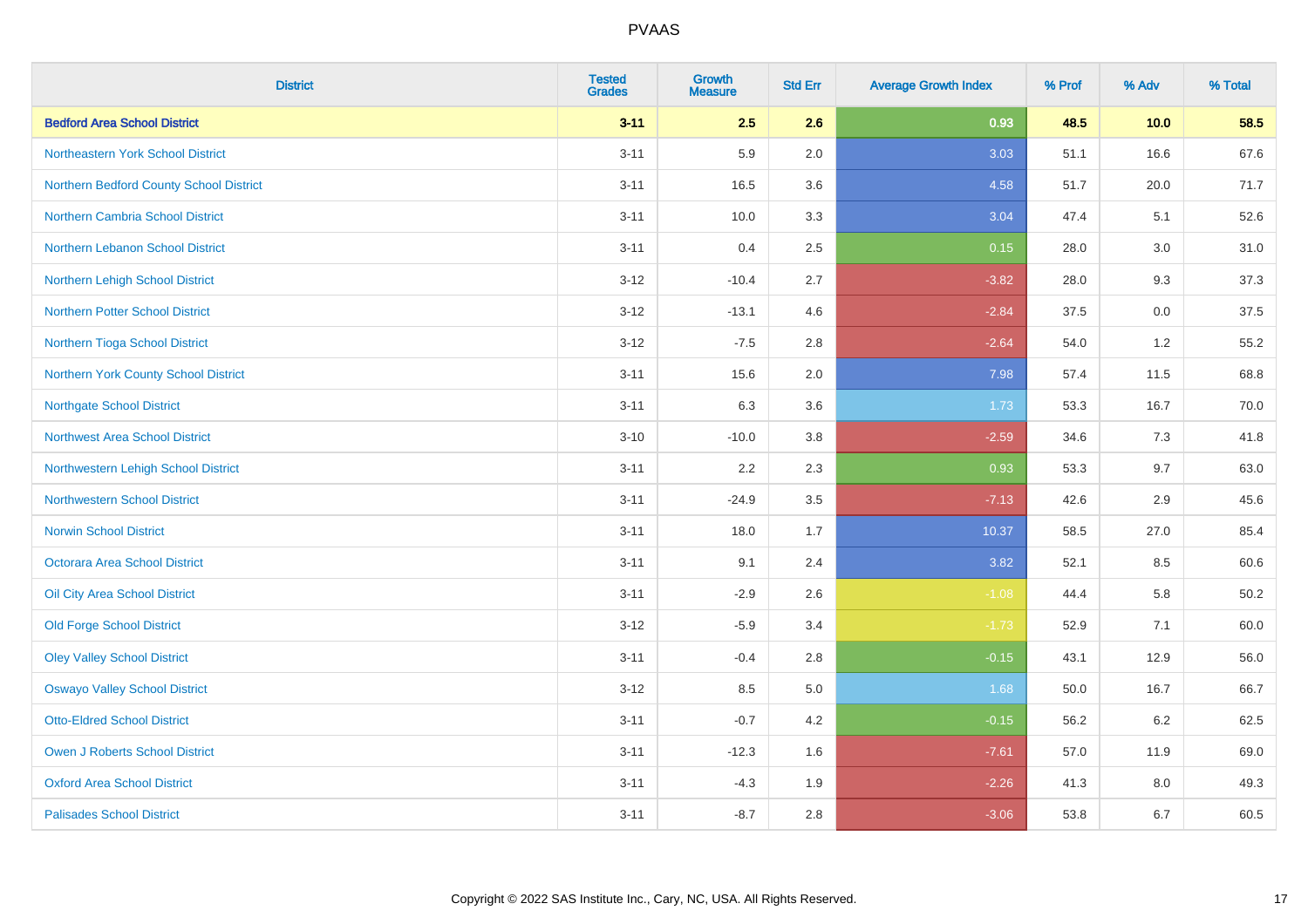| District | Tested Grades | Growth Measure | Std Err | Average Growth Index | % Prof | % Adv | % Total |
|---|---|---|---|---|---|---|---|
| **Bedford Area School District** | **3-11** | **2.5** | **2.6** | **0.93** | **48.5** | **10.0** | **58.5** |
| Northeastern York School District | 3-11 | 5.9 | 2.0 | 3.03 | 51.1 | 16.6 | 67.6 |
| Northern Bedford County School District | 3-11 | 16.5 | 3.6 | 4.58 | 51.7 | 20.0 | 71.7 |
| Northern Cambria School District | 3-11 | 10.0 | 3.3 | 3.04 | 47.4 | 5.1 | 52.6 |
| Northern Lebanon School District | 3-11 | 0.4 | 2.5 | 0.15 | 28.0 | 3.0 | 31.0 |
| Northern Lehigh School District | 3-12 | -10.4 | 2.7 | -3.82 | 28.0 | 9.3 | 37.3 |
| Northern Potter School District | 3-12 | -13.1 | 4.6 | -2.84 | 37.5 | 0.0 | 37.5 |
| Northern Tioga School District | 3-12 | -7.5 | 2.8 | -2.64 | 54.0 | 1.2 | 55.2 |
| Northern York County School District | 3-11 | 15.6 | 2.0 | 7.98 | 57.4 | 11.5 | 68.8 |
| Northgate School District | 3-11 | 6.3 | 3.6 | 1.73 | 53.3 | 16.7 | 70.0 |
| Northwest Area School District | 3-10 | -10.0 | 3.8 | -2.59 | 34.6 | 7.3 | 41.8 |
| Northwestern Lehigh School District | 3-11 | 2.2 | 2.3 | 0.93 | 53.3 | 9.7 | 63.0 |
| Northwestern School District | 3-11 | -24.9 | 3.5 | -7.13 | 42.6 | 2.9 | 45.6 |
| Norwin School District | 3-11 | 18.0 | 1.7 | 10.37 | 58.5 | 27.0 | 85.4 |
| Octorara Area School District | 3-11 | 9.1 | 2.4 | 3.82 | 52.1 | 8.5 | 60.6 |
| Oil City Area School District | 3-11 | -2.9 | 2.6 | -1.08 | 44.4 | 5.8 | 50.2 |
| Old Forge School District | 3-12 | -5.9 | 3.4 | -1.73 | 52.9 | 7.1 | 60.0 |
| Oley Valley School District | 3-11 | -0.4 | 2.8 | -0.15 | 43.1 | 12.9 | 56.0 |
| Oswayo Valley School District | 3-12 | 8.5 | 5.0 | 1.68 | 50.0 | 16.7 | 66.7 |
| Otto-Eldred School District | 3-11 | -0.7 | 4.2 | -0.15 | 56.2 | 6.2 | 62.5 |
| Owen J Roberts School District | 3-11 | -12.3 | 1.6 | -7.61 | 57.0 | 11.9 | 69.0 |
| Oxford Area School District | 3-11 | -4.3 | 1.9 | -2.26 | 41.3 | 8.0 | 49.3 |
| Palisades School District | 3-11 | -8.7 | 2.8 | -3.06 | 53.8 | 6.7 | 60.5 |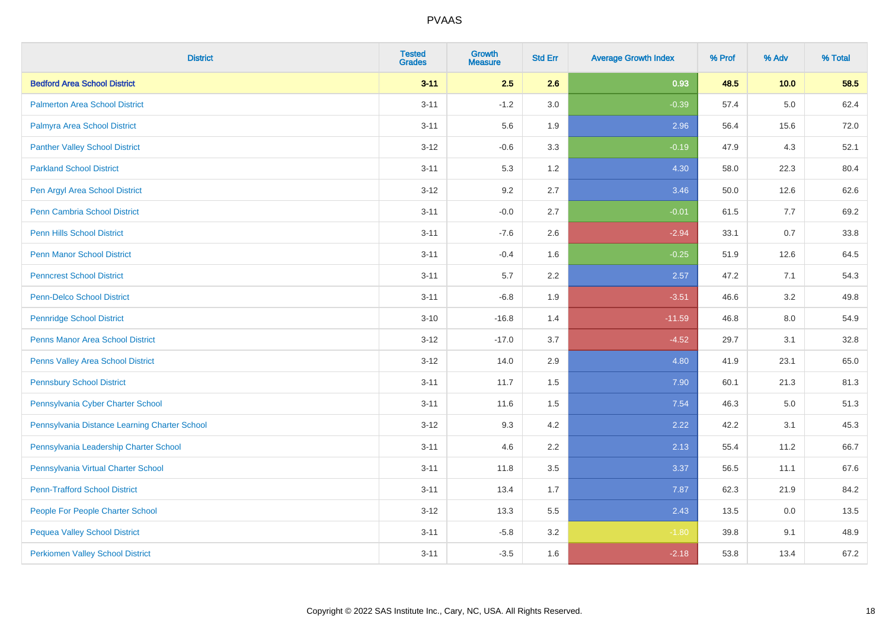# PVAAS

| District | Tested Grades | Growth Measure | Std Err | Average Growth Index | % Prof | % Adv | % Total |
|---|---|---|---|---|---|---|---|
| **Bedford Area School District** | **3-11** | **2.5** | **2.6** | **0.93** | **48.5** | **10.0** | **58.5** |
| Palmerton Area School District | 3-11 | -1.2 | 3.0 | -0.39 | 57.4 | 5.0 | 62.4 |
| Palmyra Area School District | 3-11 | 5.6 | 1.9 | 2.96 | 56.4 | 15.6 | 72.0 |
| Panther Valley School District | 3-12 | -0.6 | 3.3 | -0.19 | 47.9 | 4.3 | 52.1 |
| Parkland School District | 3-11 | 5.3 | 1.2 | 4.30 | 58.0 | 22.3 | 80.4 |
| Pen Argyl Area School District | 3-12 | 9.2 | 2.7 | 3.46 | 50.0 | 12.6 | 62.6 |
| Penn Cambria School District | 3-11 | -0.0 | 2.7 | -0.01 | 61.5 | 7.7 | 69.2 |
| Penn Hills School District | 3-11 | -7.6 | 2.6 | -2.94 | 33.1 | 0.7 | 33.8 |
| Penn Manor School District | 3-11 | -0.4 | 1.6 | -0.25 | 51.9 | 12.6 | 64.5 |
| Penncrest School District | 3-11 | 5.7 | 2.2 | 2.57 | 47.2 | 7.1 | 54.3 |
| Penn-Delco School District | 3-11 | -6.8 | 1.9 | -3.51 | 46.6 | 3.2 | 49.8 |
| Pennridge School District | 3-10 | -16.8 | 1.4 | -11.59 | 46.8 | 8.0 | 54.9 |
| Penns Manor Area School District | 3-12 | -17.0 | 3.7 | -4.52 | 29.7 | 3.1 | 32.8 |
| Penns Valley Area School District | 3-12 | 14.0 | 2.9 | 4.80 | 41.9 | 23.1 | 65.0 |
| Pennsbury School District | 3-11 | 11.7 | 1.5 | 7.90 | 60.1 | 21.3 | 81.3 |
| Pennsylvania Cyber Charter School | 3-11 | 11.6 | 1.5 | 7.54 | 46.3 | 5.0 | 51.3 |
| Pennsylvania Distance Learning Charter School | 3-12 | 9.3 | 4.2 | 2.22 | 42.2 | 3.1 | 45.3 |
| Pennsylvania Leadership Charter School | 3-11 | 4.6 | 2.2 | 2.13 | 55.4 | 11.2 | 66.7 |
| Pennsylvania Virtual Charter School | 3-11 | 11.8 | 3.5 | 3.37 | 56.5 | 11.1 | 67.6 |
| Penn-Trafford School District | 3-11 | 13.4 | 1.7 | 7.87 | 62.3 | 21.9 | 84.2 |
| People For People Charter School | 3-12 | 13.3 | 5.5 | 2.43 | 13.5 | 0.0 | 13.5 |
| Pequea Valley School District | 3-11 | -5.8 | 3.2 | -1.80 | 39.8 | 9.1 | 48.9 |
| Perkiomen Valley School District | 3-11 | -3.5 | 1.6 | -2.18 | 53.8 | 13.4 | 67.2 |

Copyright © 2022 SAS Institute Inc., Cary, NC, USA. All Rights Reserved.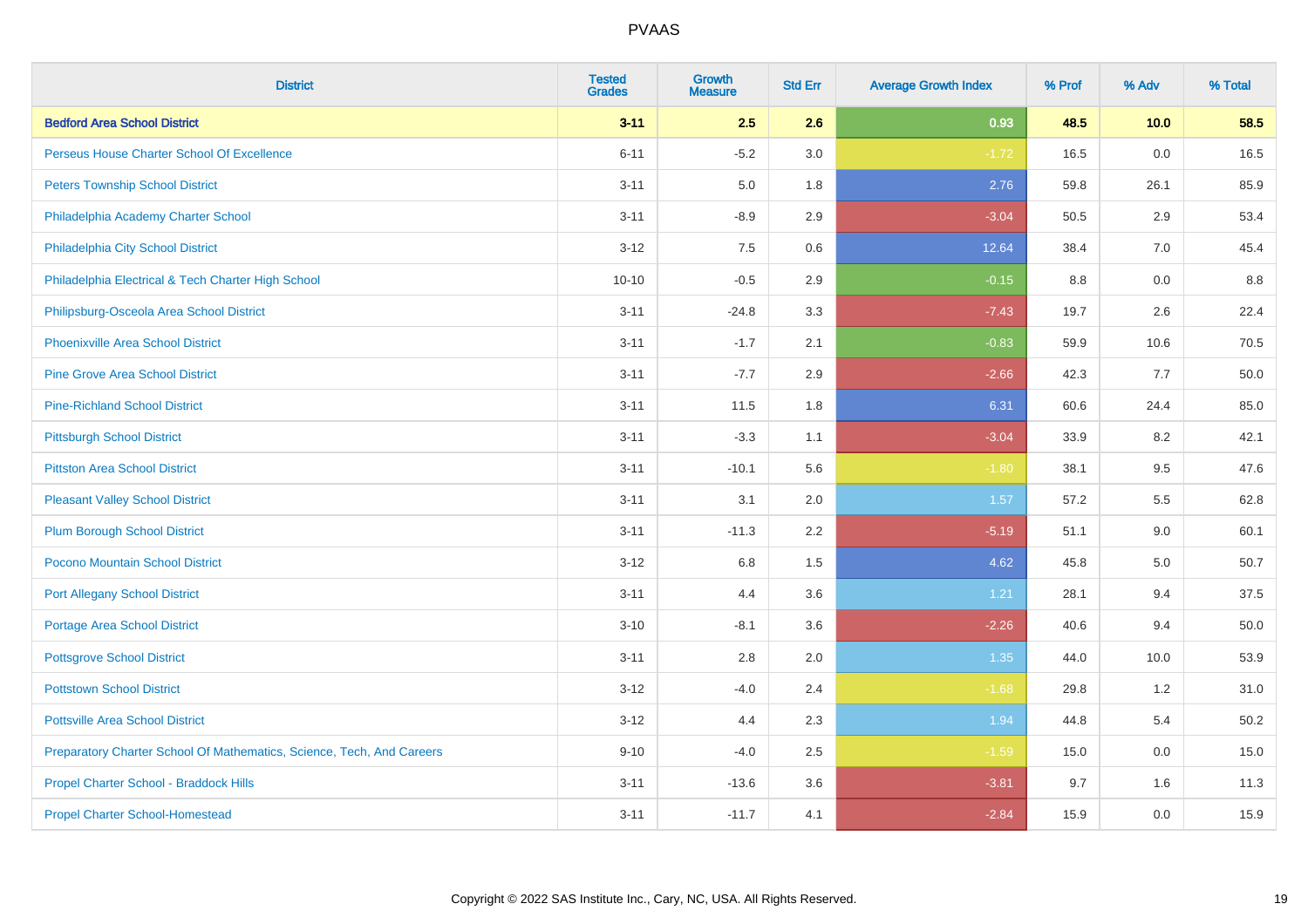# PVAAS

| District | Tested Grades | Growth Measure | Std Err | Average Growth Index | % Prof | % Adv | % Total |
|---|---|---|---|---|---|---|---|
| **Bedford Area School District** | **3-11** | **2.5** | **2.6** | **0.93** | **48.5** | **10.0** | **58.5** |
| Perseus House Charter School Of Excellence | 6-11 | -5.2 | 3.0 | -1.72 | 16.5 | 0.0 | 16.5 |
| Peters Township School District | 3-11 | 5.0 | 1.8 | 2.76 | 59.8 | 26.1 | 85.9 |
| Philadelphia Academy Charter School | 3-11 | -8.9 | 2.9 | -3.04 | 50.5 | 2.9 | 53.4 |
| Philadelphia City School District | 3-12 | 7.5 | 0.6 | 12.64 | 38.4 | 7.0 | 45.4 |
| Philadelphia Electrical & Tech Charter High School | 10-10 | -0.5 | 2.9 | -0.15 | 8.8 | 0.0 | 8.8 |
| Philipsburg-Osceola Area School District | 3-11 | -24.8 | 3.3 | -7.43 | 19.7 | 2.6 | 22.4 |
| Phoenixville Area School District | 3-11 | -1.7 | 2.1 | -0.83 | 59.9 | 10.6 | 70.5 |
| Pine Grove Area School District | 3-11 | -7.7 | 2.9 | -2.66 | 42.3 | 7.7 | 50.0 |
| Pine-Richland School District | 3-11 | 11.5 | 1.8 | 6.31 | 60.6 | 24.4 | 85.0 |
| Pittsburgh School District | 3-11 | -3.3 | 1.1 | -3.04 | 33.9 | 8.2 | 42.1 |
| Pittston Area School District | 3-11 | -10.1 | 5.6 | -1.80 | 38.1 | 9.5 | 47.6 |
| Pleasant Valley School District | 3-11 | 3.1 | 2.0 | 1.57 | 57.2 | 5.5 | 62.8 |
| Plum Borough School District | 3-11 | -11.3 | 2.2 | -5.19 | 51.1 | 9.0 | 60.1 |
| Pocono Mountain School District | 3-12 | 6.8 | 1.5 | 4.62 | 45.8 | 5.0 | 50.7 |
| Port Allegany School District | 3-11 | 4.4 | 3.6 | 1.21 | 28.1 | 9.4 | 37.5 |
| Portage Area School District | 3-10 | -8.1 | 3.6 | -2.26 | 40.6 | 9.4 | 50.0 |
| Pottsgrove School District | 3-11 | 2.8 | 2.0 | 1.35 | 44.0 | 10.0 | 53.9 |
| Pottstown School District | 3-12 | -4.0 | 2.4 | -1.68 | 29.8 | 1.2 | 31.0 |
| Pottsville Area School District | 3-12 | 4.4 | 2.3 | 1.94 | 44.8 | 5.4 | 50.2 |
| Preparatory Charter School Of Mathematics, Science, Tech, And Careers | 9-10 | -4.0 | 2.5 | -1.59 | 15.0 | 0.0 | 15.0 |
| Propel Charter School - Braddock Hills | 3-11 | -13.6 | 3.6 | -3.81 | 9.7 | 1.6 | 11.3 |
| Propel Charter School-Homestead | 3-11 | -11.7 | 4.1 | -2.84 | 15.9 | 0.0 | 15.9 |

Copyright © 2022 SAS Institute Inc., Cary, NC, USA. All Rights Reserved.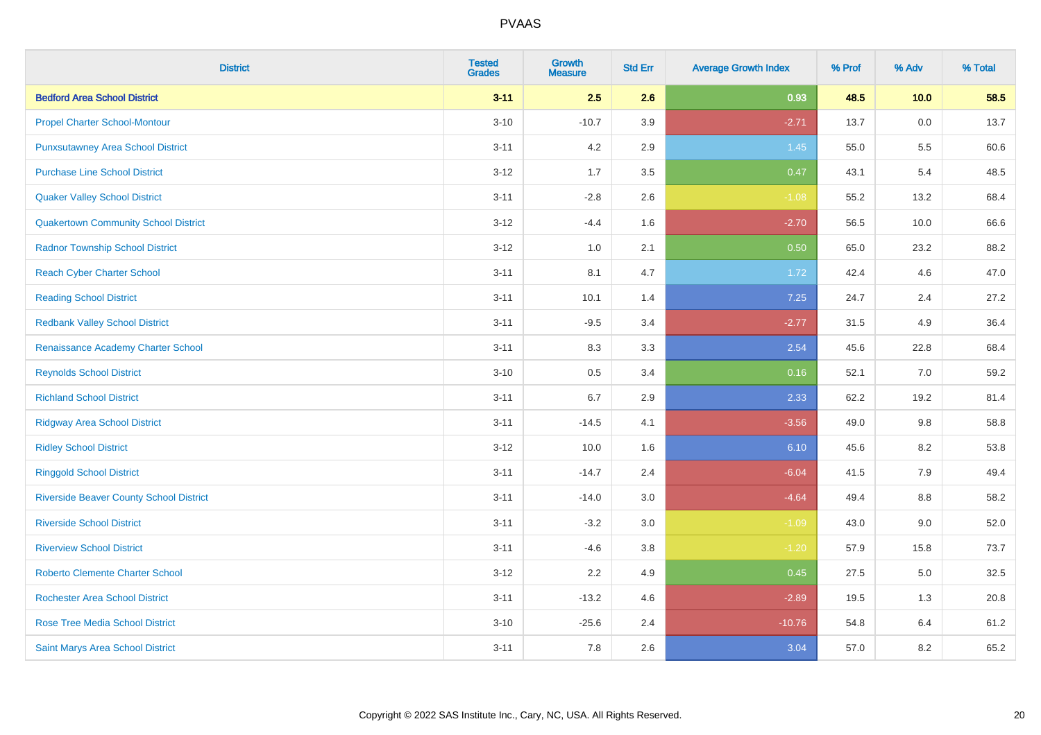# PVAAS

| District | Tested Grades | Growth Measure | Std Err | Average Growth Index | % Prof | % Adv | % Total |
|---|---|---|---|---|---|---|---|
| **Bedford Area School District** | **3-11** | **2.5** | **2.6** | **0.93** | **48.5** | **10.0** | **58.5** |
| Propel Charter School-Montour | 3-10 | -10.7 | 3.9 | -2.71 | 13.7 | 0.0 | 13.7 |
| Punxsutawney Area School District | 3-11 | 4.2 | 2.9 | 1.45 | 55.0 | 5.5 | 60.6 |
| Purchase Line School District | 3-12 | 1.7 | 3.5 | 0.47 | 43.1 | 5.4 | 48.5 |
| Quaker Valley School District | 3-11 | -2.8 | 2.6 | -1.08 | 55.2 | 13.2 | 68.4 |
| Quakertown Community School District | 3-12 | -4.4 | 1.6 | -2.70 | 56.5 | 10.0 | 66.6 |
| Radnor Township School District | 3-12 | 1.0 | 2.1 | 0.50 | 65.0 | 23.2 | 88.2 |
| Reach Cyber Charter School | 3-11 | 8.1 | 4.7 | 1.72 | 42.4 | 4.6 | 47.0 |
| Reading School District | 3-11 | 10.1 | 1.4 | 7.25 | 24.7 | 2.4 | 27.2 |
| Redbank Valley School District | 3-11 | -9.5 | 3.4 | -2.77 | 31.5 | 4.9 | 36.4 |
| Renaissance Academy Charter School | 3-11 | 8.3 | 3.3 | 2.54 | 45.6 | 22.8 | 68.4 |
| Reynolds School District | 3-10 | 0.5 | 3.4 | 0.16 | 52.1 | 7.0 | 59.2 |
| Richland School District | 3-11 | 6.7 | 2.9 | 2.33 | 62.2 | 19.2 | 81.4 |
| Ridgway Area School District | 3-11 | -14.5 | 4.1 | -3.56 | 49.0 | 9.8 | 58.8 |
| Ridley School District | 3-12 | 10.0 | 1.6 | 6.10 | 45.6 | 8.2 | 53.8 |
| Ringgold School District | 3-11 | -14.7 | 2.4 | -6.04 | 41.5 | 7.9 | 49.4 |
| Riverside Beaver County School District | 3-11 | -14.0 | 3.0 | -4.64 | 49.4 | 8.8 | 58.2 |
| Riverside School District | 3-11 | -3.2 | 3.0 | -1.09 | 43.0 | 9.0 | 52.0 |
| Riverview School District | 3-11 | -4.6 | 3.8 | -1.20 | 57.9 | 15.8 | 73.7 |
| Roberto Clemente Charter School | 3-12 | 2.2 | 4.9 | 0.45 | 27.5 | 5.0 | 32.5 |
| Rochester Area School District | 3-11 | -13.2 | 4.6 | -2.89 | 19.5 | 1.3 | 20.8 |
| Rose Tree Media School District | 3-10 | -25.6 | 2.4 | -10.76 | 54.8 | 6.4 | 61.2 |
| Saint Marys Area School District | 3-11 | 7.8 | 2.6 | 3.04 | 57.0 | 8.2 | 65.2 |

Copyright © 2022 SAS Institute Inc., Cary, NC, USA. All Rights Reserved.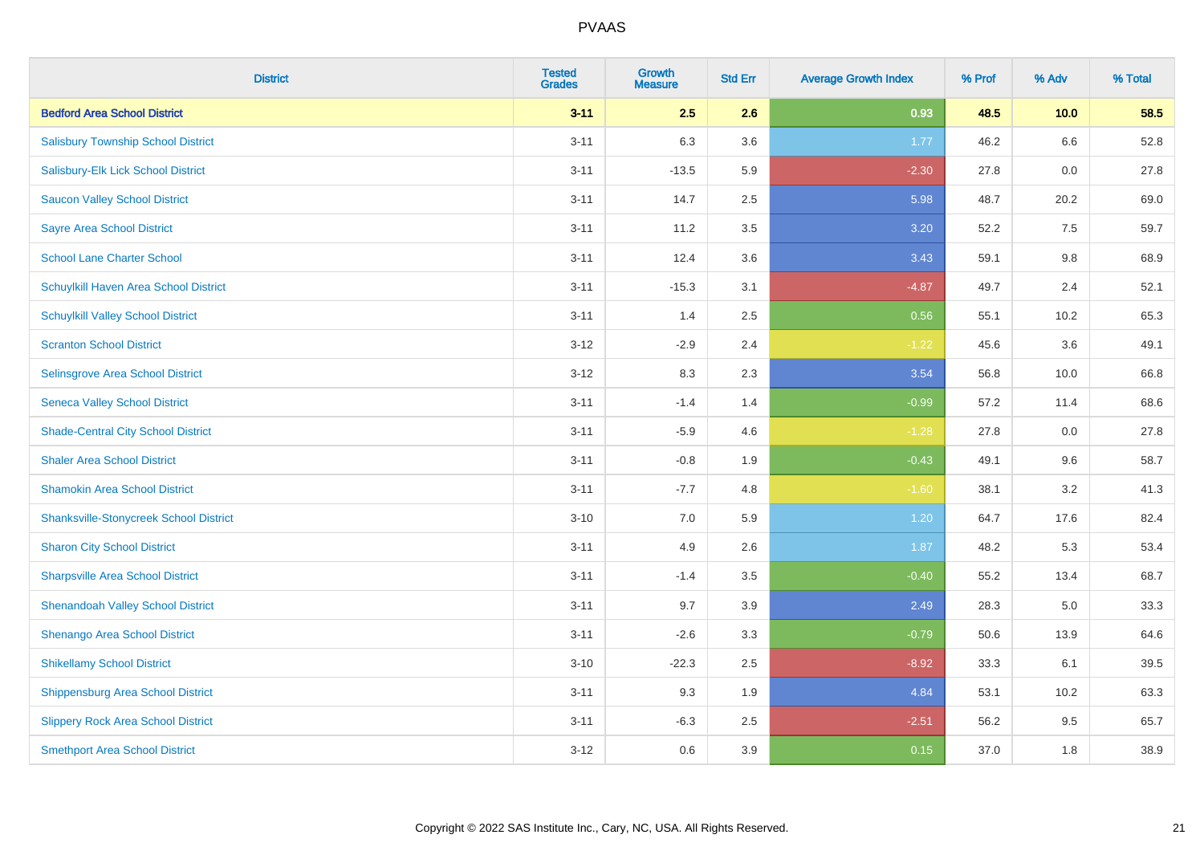| District | Tested Grades | Growth Measure | Std Err | Average Growth Index | % Prof | % Adv | % Total |
|---|---|---|---|---|---|---|---|
| **Bedford Area School District** | **3-11** | **2.5** | **2.6** | **0.93** | **48.5** | **10.0** | **58.5** |
| Salisbury Township School District | 3-11 | 6.3 | 3.6 | 1.77 | 46.2 | 6.6 | 52.8 |
| Salisbury-Elk Lick School District | 3-11 | -13.5 | 5.9 | -2.30 | 27.8 | 0.0 | 27.8 |
| Saucon Valley School District | 3-11 | 14.7 | 2.5 | 5.98 | 48.7 | 20.2 | 69.0 |
| Sayre Area School District | 3-11 | 11.2 | 3.5 | 3.20 | 52.2 | 7.5 | 59.7 |
| School Lane Charter School | 3-11 | 12.4 | 3.6 | 3.43 | 59.1 | 9.8 | 68.9 |
| Schuylkill Haven Area School District | 3-11 | -15.3 | 3.1 | -4.87 | 49.7 | 2.4 | 52.1 |
| Schuylkill Valley School District | 3-11 | 1.4 | 2.5 | 0.56 | 55.1 | 10.2 | 65.3 |
| Scranton School District | 3-12 | -2.9 | 2.4 | -1.22 | 45.6 | 3.6 | 49.1 |
| Selinsgrove Area School District | 3-12 | 8.3 | 2.3 | 3.54 | 56.8 | 10.0 | 66.8 |
| Seneca Valley School District | 3-11 | -1.4 | 1.4 | -0.99 | 57.2 | 11.4 | 68.6 |
| Shade-Central City School District | 3-11 | -5.9 | 4.6 | -1.28 | 27.8 | 0.0 | 27.8 |
| Shaler Area School District | 3-11 | -0.8 | 1.9 | -0.43 | 49.1 | 9.6 | 58.7 |
| Shamokin Area School District | 3-11 | -7.7 | 4.8 | -1.60 | 38.1 | 3.2 | 41.3 |
| Shanksville-Stonycreek School District | 3-10 | 7.0 | 5.9 | 1.20 | 64.7 | 17.6 | 82.4 |
| Sharon City School District | 3-11 | 4.9 | 2.6 | 1.87 | 48.2 | 5.3 | 53.4 |
| Sharpsville Area School District | 3-11 | -1.4 | 3.5 | -0.40 | 55.2 | 13.4 | 68.7 |
| Shenandoah Valley School District | 3-11 | 9.7 | 3.9 | 2.49 | 28.3 | 5.0 | 33.3 |
| Shenango Area School District | 3-11 | -2.6 | 3.3 | -0.79 | 50.6 | 13.9 | 64.6 |
| Shikellamy School District | 3-10 | -22.3 | 2.5 | -8.92 | 33.3 | 6.1 | 39.5 |
| Shippensburg Area School District | 3-11 | 9.3 | 1.9 | 4.84 | 53.1 | 10.2 | 63.3 |
| Slippery Rock Area School District | 3-11 | -6.3 | 2.5 | -2.51 | 56.2 | 9.5 | 65.7 |
| Smethport Area School District | 3-12 | 0.6 | 3.9 | 0.15 | 37.0 | 1.8 | 38.9 |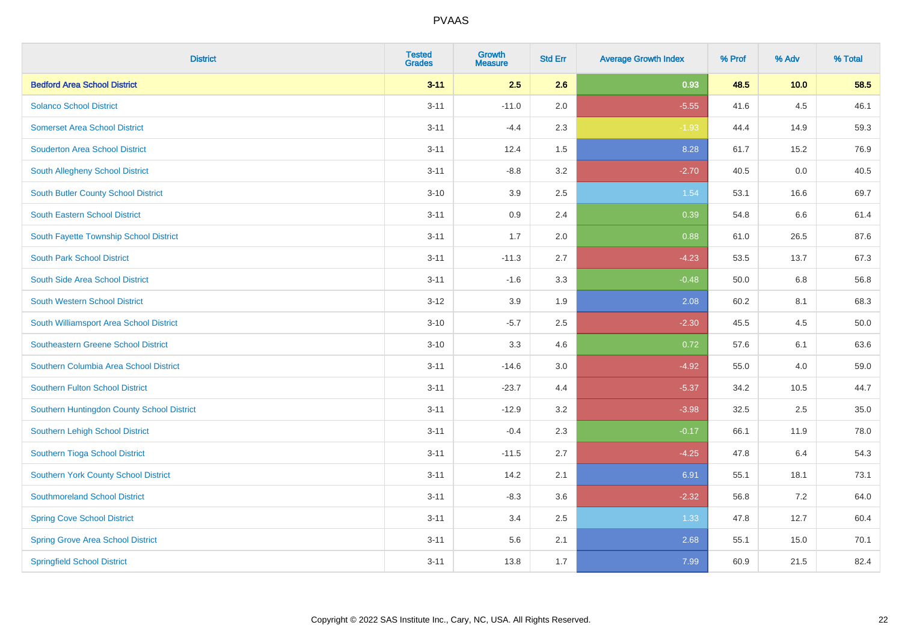| District | Tested Grades | Growth Measure | Std Err | Average Growth Index | % Prof | % Adv | % Total |
|---|---|---|---|---|---|---|---|
| **Bedford Area School District** | **3-11** | **2.5** | **2.6** | **0.93** | **48.5** | **10.0** | **58.5** |
| Solanco School District | 3-11 | -11.0 | 2.0 | -5.55 | 41.6 | 4.5 | 46.1 |
| Somerset Area School District | 3-11 | -4.4 | 2.3 | -1.93 | 44.4 | 14.9 | 59.3 |
| Souderton Area School District | 3-11 | 12.4 | 1.5 | 8.28 | 61.7 | 15.2 | 76.9 |
| South Allegheny School District | 3-11 | -8.8 | 3.2 | -2.70 | 40.5 | 0.0 | 40.5 |
| South Butler County School District | 3-10 | 3.9 | 2.5 | 1.54 | 53.1 | 16.6 | 69.7 |
| South Eastern School District | 3-11 | 0.9 | 2.4 | 0.39 | 54.8 | 6.6 | 61.4 |
| South Fayette Township School District | 3-11 | 1.7 | 2.0 | 0.88 | 61.0 | 26.5 | 87.6 |
| South Park School District | 3-11 | -11.3 | 2.7 | -4.23 | 53.5 | 13.7 | 67.3 |
| South Side Area School District | 3-11 | -1.6 | 3.3 | -0.48 | 50.0 | 6.8 | 56.8 |
| South Western School District | 3-12 | 3.9 | 1.9 | 2.08 | 60.2 | 8.1 | 68.3 |
| South Williamsport Area School District | 3-10 | -5.7 | 2.5 | -2.30 | 45.5 | 4.5 | 50.0 |
| Southeastern Greene School District | 3-10 | 3.3 | 4.6 | 0.72 | 57.6 | 6.1 | 63.6 |
| Southern Columbia Area School District | 3-11 | -14.6 | 3.0 | -4.92 | 55.0 | 4.0 | 59.0 |
| Southern Fulton School District | 3-11 | -23.7 | 4.4 | -5.37 | 34.2 | 10.5 | 44.7 |
| Southern Huntingdon County School District | 3-11 | -12.9 | 3.2 | -3.98 | 32.5 | 2.5 | 35.0 |
| Southern Lehigh School District | 3-11 | -0.4 | 2.3 | -0.17 | 66.1 | 11.9 | 78.0 |
| Southern Tioga School District | 3-11 | -11.5 | 2.7 | -4.25 | 47.8 | 6.4 | 54.3 |
| Southern York County School District | 3-11 | 14.2 | 2.1 | 6.91 | 55.1 | 18.1 | 73.1 |
| Southmoreland School District | 3-11 | -8.3 | 3.6 | -2.32 | 56.8 | 7.2 | 64.0 |
| Spring Cove School District | 3-11 | 3.4 | 2.5 | 1.33 | 47.8 | 12.7 | 60.4 |
| Spring Grove Area School District | 3-11 | 5.6 | 2.1 | 2.68 | 55.1 | 15.0 | 70.1 |
| Springfield School District | 3-11 | 13.8 | 1.7 | 7.99 | 60.9 | 21.5 | 82.4 |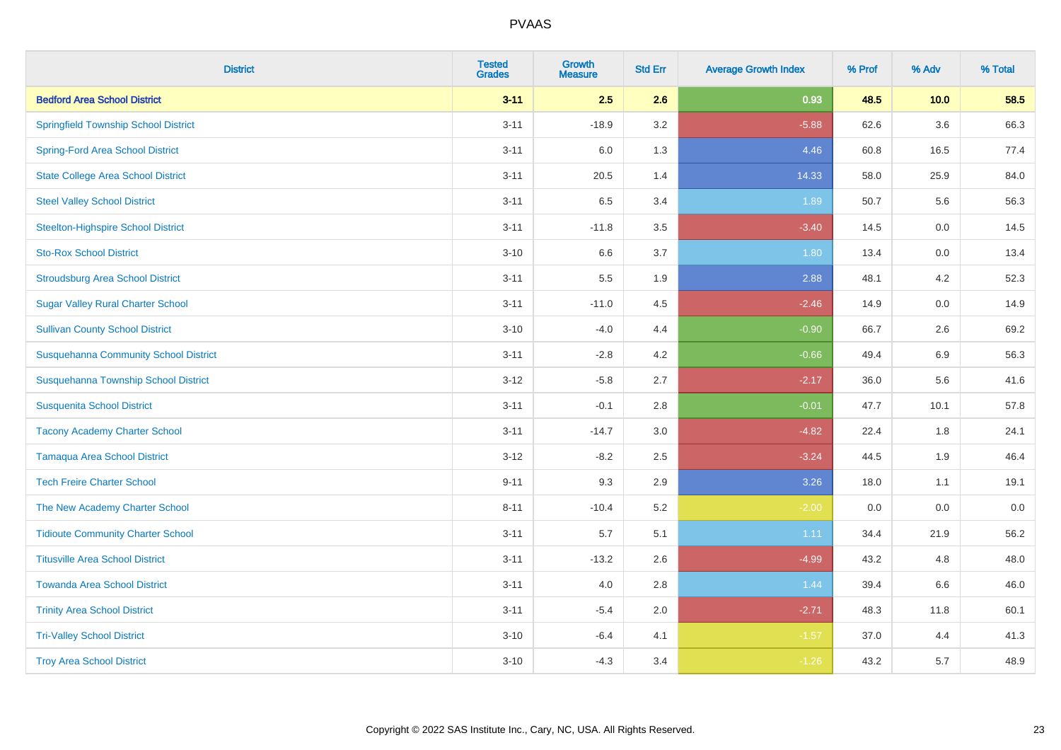| District | Tested Grades | Growth Measure | Std Err | Average Growth Index | % Prof | % Adv | % Total |
|---|---|---|---|---|---|---|---|
| **Bedford Area School District** | **3-11** | **2.5** | **2.6** | **0.93** | **48.5** | **10.0** | **58.5** |
| Springfield Township School District | 3-11 | -18.9 | 3.2 | -5.88 | 62.6 | 3.6 | 66.3 |
| Spring-Ford Area School District | 3-11 | 6.0 | 1.3 | 4.46 | 60.8 | 16.5 | 77.4 |
| State College Area School District | 3-11 | 20.5 | 1.4 | 14.33 | 58.0 | 25.9 | 84.0 |
| Steel Valley School District | 3-11 | 6.5 | 3.4 | 1.89 | 50.7 | 5.6 | 56.3 |
| Steelton-Highspire School District | 3-11 | -11.8 | 3.5 | -3.40 | 14.5 | 0.0 | 14.5 |
| Sto-Rox School District | 3-10 | 6.6 | 3.7 | 1.80 | 13.4 | 0.0 | 13.4 |
| Stroudsburg Area School District | 3-11 | 5.5 | 1.9 | 2.88 | 48.1 | 4.2 | 52.3 |
| Sugar Valley Rural Charter School | 3-11 | -11.0 | 4.5 | -2.46 | 14.9 | 0.0 | 14.9 |
| Sullivan County School District | 3-10 | -4.0 | 4.4 | -0.90 | 66.7 | 2.6 | 69.2 |
| Susquehanna Community School District | 3-11 | -2.8 | 4.2 | -0.66 | 49.4 | 6.9 | 56.3 |
| Susquehanna Township School District | 3-12 | -5.8 | 2.7 | -2.17 | 36.0 | 5.6 | 41.6 |
| Susquenita School District | 3-11 | -0.1 | 2.8 | -0.01 | 47.7 | 10.1 | 57.8 |
| Tacony Academy Charter School | 3-11 | -14.7 | 3.0 | -4.82 | 22.4 | 1.8 | 24.1 |
| Tamaqua Area School District | 3-12 | -8.2 | 2.5 | -3.24 | 44.5 | 1.9 | 46.4 |
| Tech Freire Charter School | 9-11 | 9.3 | 2.9 | 3.26 | 18.0 | 1.1 | 19.1 |
| The New Academy Charter School | 8-11 | -10.4 | 5.2 | -2.00 | 0.0 | 0.0 | 0.0 |
| Tidioute Community Charter School | 3-11 | 5.7 | 5.1 | 1.11 | 34.4 | 21.9 | 56.2 |
| Titusville Area School District | 3-11 | -13.2 | 2.6 | -4.99 | 43.2 | 4.8 | 48.0 |
| Towanda Area School District | 3-11 | 4.0 | 2.8 | 1.44 | 39.4 | 6.6 | 46.0 |
| Trinity Area School District | 3-11 | -5.4 | 2.0 | -2.71 | 48.3 | 11.8 | 60.1 |
| Tri-Valley School District | 3-10 | -6.4 | 4.1 | -1.57 | 37.0 | 4.4 | 41.3 |
| Troy Area School District | 3-10 | -4.3 | 3.4 | -1.26 | 43.2 | 5.7 | 48.9 |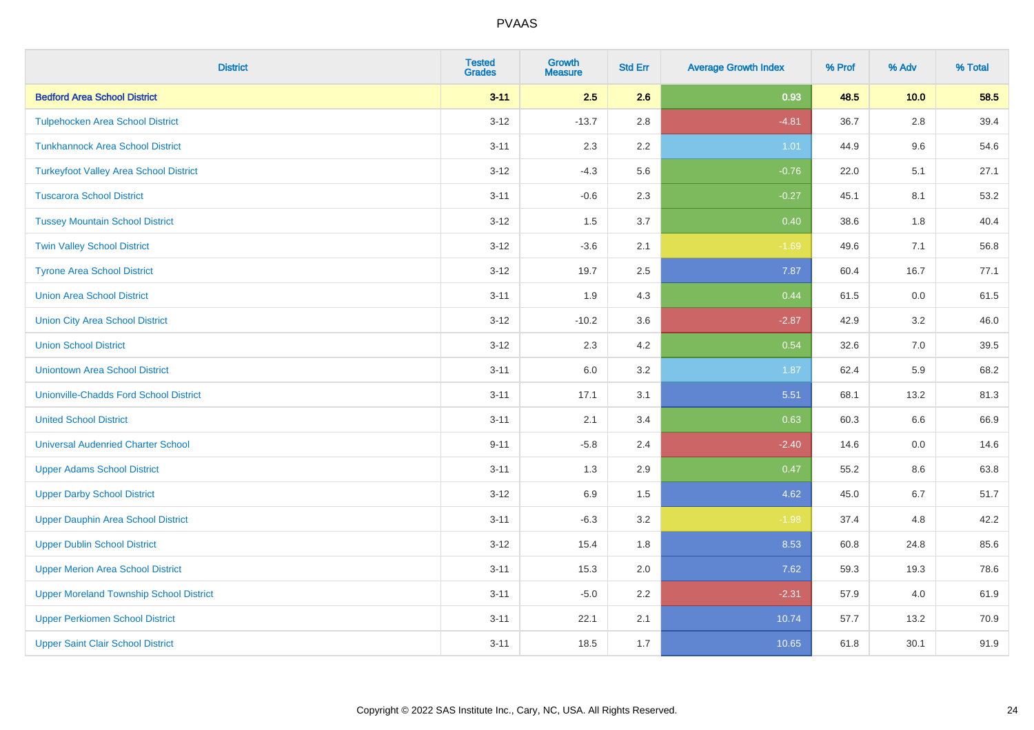# PVAAS

| District | Tested Grades | Growth Measure | Std Err | Average Growth Index | % Prof | % Adv | % Total |
|---|---|---|---|---|---|---|---|
| **Bedford Area School District** | **3-11** | **2.5** | **2.6** | **0.93** | **48.5** | **10.0** | **58.5** |
| Tulpehocken Area School District | 3-12 | -13.7 | 2.8 | -4.81 | 36.7 | 2.8 | 39.4 |
| Tunkhannock Area School District | 3-11 | 2.3 | 2.2 | 1.01 | 44.9 | 9.6 | 54.6 |
| Turkeyfoot Valley Area School District | 3-12 | -4.3 | 5.6 | -0.76 | 22.0 | 5.1 | 27.1 |
| Tuscarora School District | 3-11 | -0.6 | 2.3 | -0.27 | 45.1 | 8.1 | 53.2 |
| Tussey Mountain School District | 3-12 | 1.5 | 3.7 | 0.40 | 38.6 | 1.8 | 40.4 |
| Twin Valley School District | 3-12 | -3.6 | 2.1 | -1.69 | 49.6 | 7.1 | 56.8 |
| Tyrone Area School District | 3-12 | 19.7 | 2.5 | 7.87 | 60.4 | 16.7 | 77.1 |
| Union Area School District | 3-11 | 1.9 | 4.3 | 0.44 | 61.5 | 0.0 | 61.5 |
| Union City Area School District | 3-12 | -10.2 | 3.6 | -2.87 | 42.9 | 3.2 | 46.0 |
| Union School District | 3-12 | 2.3 | 4.2 | 0.54 | 32.6 | 7.0 | 39.5 |
| Uniontown Area School District | 3-11 | 6.0 | 3.2 | 1.87 | 62.4 | 5.9 | 68.2 |
| Unionville-Chadds Ford School District | 3-11 | 17.1 | 3.1 | 5.51 | 68.1 | 13.2 | 81.3 |
| United School District | 3-11 | 2.1 | 3.4 | 0.63 | 60.3 | 6.6 | 66.9 |
| Universal Audenried Charter School | 9-11 | -5.8 | 2.4 | -2.40 | 14.6 | 0.0 | 14.6 |
| Upper Adams School District | 3-11 | 1.3 | 2.9 | 0.47 | 55.2 | 8.6 | 63.8 |
| Upper Darby School District | 3-12 | 6.9 | 1.5 | 4.62 | 45.0 | 6.7 | 51.7 |
| Upper Dauphin Area School District | 3-11 | -6.3 | 3.2 | -1.98 | 37.4 | 4.8 | 42.2 |
| Upper Dublin School District | 3-12 | 15.4 | 1.8 | 8.53 | 60.8 | 24.8 | 85.6 |
| Upper Merion Area School District | 3-11 | 15.3 | 2.0 | 7.62 | 59.3 | 19.3 | 78.6 |
| Upper Moreland Township School District | 3-11 | -5.0 | 2.2 | -2.31 | 57.9 | 4.0 | 61.9 |
| Upper Perkiomen School District | 3-11 | 22.1 | 2.1 | 10.74 | 57.7 | 13.2 | 70.9 |
| Upper Saint Clair School District | 3-11 | 18.5 | 1.7 | 10.65 | 61.8 | 30.1 | 91.9 |

Copyright © 2022 SAS Institute Inc., Cary, NC, USA. All Rights Reserved.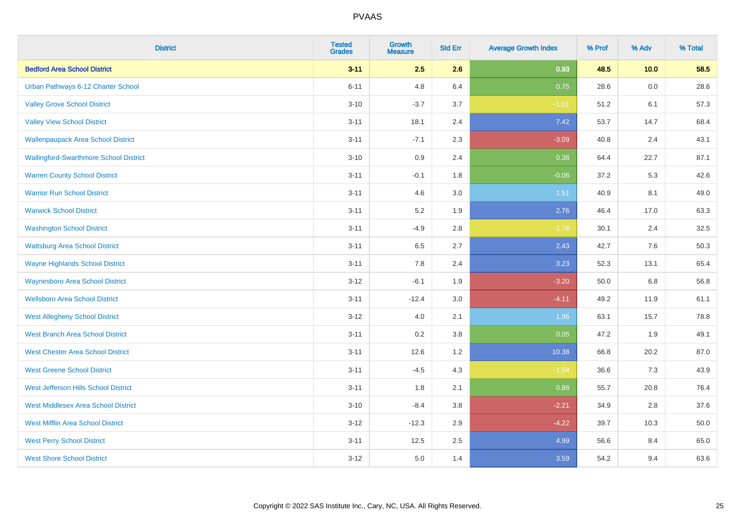# PVAAS

| District | Tested Grades | Growth Measure | Std Err | Average Growth Index | % Prof | % Adv | % Total |
|---|---|---|---|---|---|---|---|
| **Bedford Area School District** | **3-11** | **2.5** | **2.6** | **0.93** | **48.5** | **10.0** | **58.5** |
| Urban Pathways 6-12 Charter School | 6-11 | 4.8 | 6.4 | 0.75 | 28.6 | 0.0 | 28.6 |
| Valley Grove School District | 3-10 | -3.7 | 3.7 | -1.01 | 51.2 | 6.1 | 57.3 |
| Valley View School District | 3-11 | 18.1 | 2.4 | 7.42 | 53.7 | 14.7 | 68.4 |
| Wallenpaupack Area School District | 3-11 | -7.1 | 2.3 | -3.09 | 40.8 | 2.4 | 43.1 |
| Wallingford-Swarthmore School District | 3-10 | 0.9 | 2.4 | 0.38 | 64.4 | 22.7 | 87.1 |
| Warren County School District | 3-11 | -0.1 | 1.8 | -0.06 | 37.2 | 5.3 | 42.6 |
| Warrior Run School District | 3-11 | 4.6 | 3.0 | 1.51 | 40.9 | 8.1 | 49.0 |
| Warwick School District | 3-11 | 5.2 | 1.9 | 2.76 | 46.4 | 17.0 | 63.3 |
| Washington School District | 3-11 | -4.9 | 2.8 | -1.76 | 30.1 | 2.4 | 32.5 |
| Wattsburg Area School District | 3-11 | 6.5 | 2.7 | 2.43 | 42.7 | 7.6 | 50.3 |
| Wayne Highlands School District | 3-11 | 7.8 | 2.4 | 3.23 | 52.3 | 13.1 | 65.4 |
| Waynesboro Area School District | 3-12 | -6.1 | 1.9 | -3.20 | 50.0 | 6.8 | 56.8 |
| Wellsboro Area School District | 3-11 | -12.4 | 3.0 | -4.11 | 49.2 | 11.9 | 61.1 |
| West Allegheny School District | 3-12 | 4.0 | 2.1 | 1.96 | 63.1 | 15.7 | 78.8 |
| West Branch Area School District | 3-11 | 0.2 | 3.8 | 0.05 | 47.2 | 1.9 | 49.1 |
| West Chester Area School District | 3-11 | 12.6 | 1.2 | 10.38 | 66.8 | 20.2 | 87.0 |
| West Greene School District | 3-11 | -4.5 | 4.3 | -1.04 | 36.6 | 7.3 | 43.9 |
| West Jefferson Hills School District | 3-11 | 1.8 | 2.1 | 0.88 | 55.7 | 20.8 | 76.4 |
| West Middlesex Area School District | 3-10 | -8.4 | 3.8 | -2.21 | 34.9 | 2.8 | 37.6 |
| West Mifflin Area School District | 3-12 | -12.3 | 2.9 | -4.22 | 39.7 | 10.3 | 50.0 |
| West Perry School District | 3-11 | 12.5 | 2.5 | 4.99 | 56.6 | 8.4 | 65.0 |
| West Shore School District | 3-12 | 5.0 | 1.4 | 3.59 | 54.2 | 9.4 | 63.6 |

Copyright © 2022 SAS Institute Inc., Cary, NC, USA. All Rights Reserved.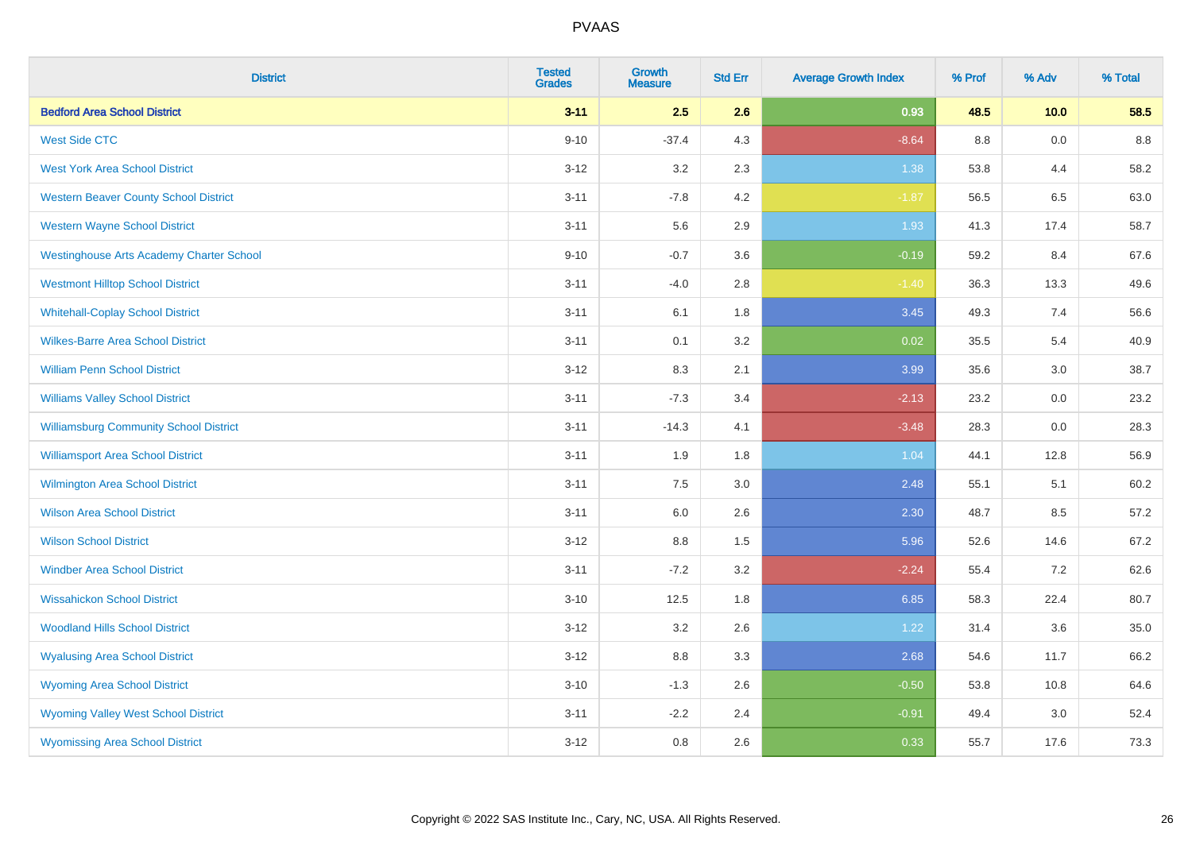| District | Tested Grades | Growth Measure | Std Err | Average Growth Index | % Prof | % Adv | % Total |
|---|---|---|---|---|---|---|---|
| **Bedford Area School District** | **3-11** | **2.5** | **2.6** | **0.93** | **48.5** | **10.0** | **58.5** |
| West Side CTC | 9-10 | -37.4 | 4.3 | -8.64 | 8.8 | 0.0 | 8.8 |
| West York Area School District | 3-12 | 3.2 | 2.3 | 1.38 | 53.8 | 4.4 | 58.2 |
| Western Beaver County School District | 3-11 | -7.8 | 4.2 | -1.87 | 56.5 | 6.5 | 63.0 |
| Western Wayne School District | 3-11 | 5.6 | 2.9 | 1.93 | 41.3 | 17.4 | 58.7 |
| Westinghouse Arts Academy Charter School | 9-10 | -0.7 | 3.6 | -0.19 | 59.2 | 8.4 | 67.6 |
| Westmont Hilltop School District | 3-11 | -4.0 | 2.8 | -1.40 | 36.3 | 13.3 | 49.6 |
| Whitehall-Coplay School District | 3-11 | 6.1 | 1.8 | 3.45 | 49.3 | 7.4 | 56.6 |
| Wilkes-Barre Area School District | 3-11 | 0.1 | 3.2 | 0.02 | 35.5 | 5.4 | 40.9 |
| William Penn School District | 3-12 | 8.3 | 2.1 | 3.99 | 35.6 | 3.0 | 38.7 |
| Williams Valley School District | 3-11 | -7.3 | 3.4 | -2.13 | 23.2 | 0.0 | 23.2 |
| Williamsburg Community School District | 3-11 | -14.3 | 4.1 | -3.48 | 28.3 | 0.0 | 28.3 |
| Williamsport Area School District | 3-11 | 1.9 | 1.8 | 1.04 | 44.1 | 12.8 | 56.9 |
| Wilmington Area School District | 3-11 | 7.5 | 3.0 | 2.48 | 55.1 | 5.1 | 60.2 |
| Wilson Area School District | 3-11 | 6.0 | 2.6 | 2.30 | 48.7 | 8.5 | 57.2 |
| Wilson School District | 3-12 | 8.8 | 1.5 | 5.96 | 52.6 | 14.6 | 67.2 |
| Windber Area School District | 3-11 | -7.2 | 3.2 | -2.24 | 55.4 | 7.2 | 62.6 |
| Wissahickon School District | 3-10 | 12.5 | 1.8 | 6.85 | 58.3 | 22.4 | 80.7 |
| Woodland Hills School District | 3-12 | 3.2 | 2.6 | 1.22 | 31.4 | 3.6 | 35.0 |
| Wyalusing Area School District | 3-12 | 8.8 | 3.3 | 2.68 | 54.6 | 11.7 | 66.2 |
| Wyoming Area School District | 3-10 | -1.3 | 2.6 | -0.50 | 53.8 | 10.8 | 64.6 |
| Wyoming Valley West School District | 3-11 | -2.2 | 2.4 | -0.91 | 49.4 | 3.0 | 52.4 |
| Wyomissing Area School District | 3-12 | 0.8 | 2.6 | 0.33 | 55.7 | 17.6 | 73.3 |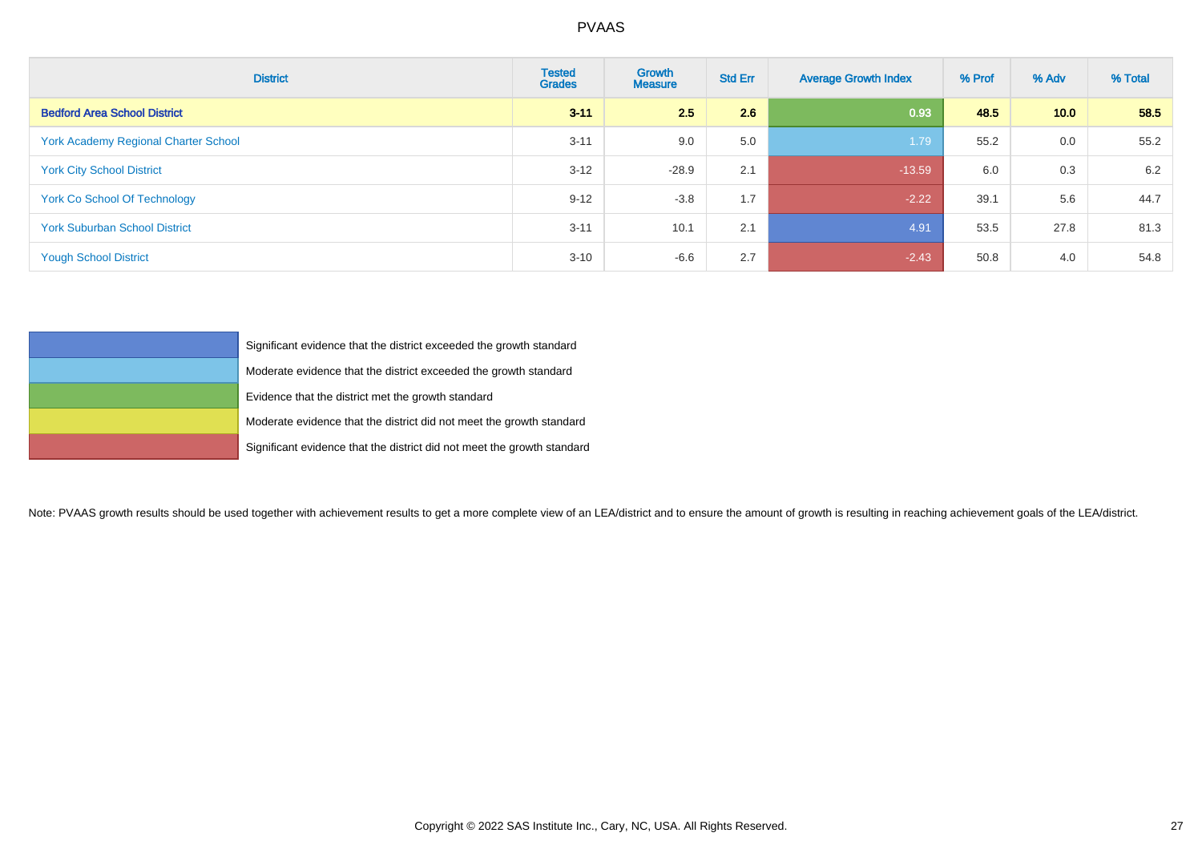PVAAS

| District | Tested Grades | Growth Measure | Std Err | Average Growth Index | % Prof | % Adv | % Total |
|---|---|---|---|---|---|---|---|
| **Bedford Area School District** | **3-11** | **2.5** | **2.6** | **0.93** | **48.5** | **10.0** | **58.5** |
| York Academy Regional Charter School | 3-11 | 9.0 | 5.0 | 1.79 | 55.2 | 0.0 | 55.2 |
| York City School District | 3-12 | -28.9 | 2.1 | -13.59 | 6.0 | 0.3 | 6.2 |
| York Co School Of Technology | 9-12 | -3.8 | 1.7 | -2.22 | 39.1 | 5.6 | 44.7 |
| York Suburban School District | 3-11 | 10.1 | 2.1 | 4.91 | 53.5 | 27.8 | 81.3 |
| Yough School District | 3-10 | -6.6 | 2.7 | -2.43 | 50.8 | 4.0 | 54.8 |

Significant evidence that the district exceeded the growth standard

Moderate evidence that the district exceeded the growth standard

Evidence that the district met the growth standard

Moderate evidence that the district did not meet the growth standard

Significant evidence that the district did not meet the growth standard

Note: PVAAS growth results should be used together with achievement results to get a more complete view of an LEA/district and to ensure the amount of growth is resulting in reaching achievement goals of the LEA/district.

Copyright © 2022 SAS Institute Inc., Cary, NC, USA. All Rights Reserved.